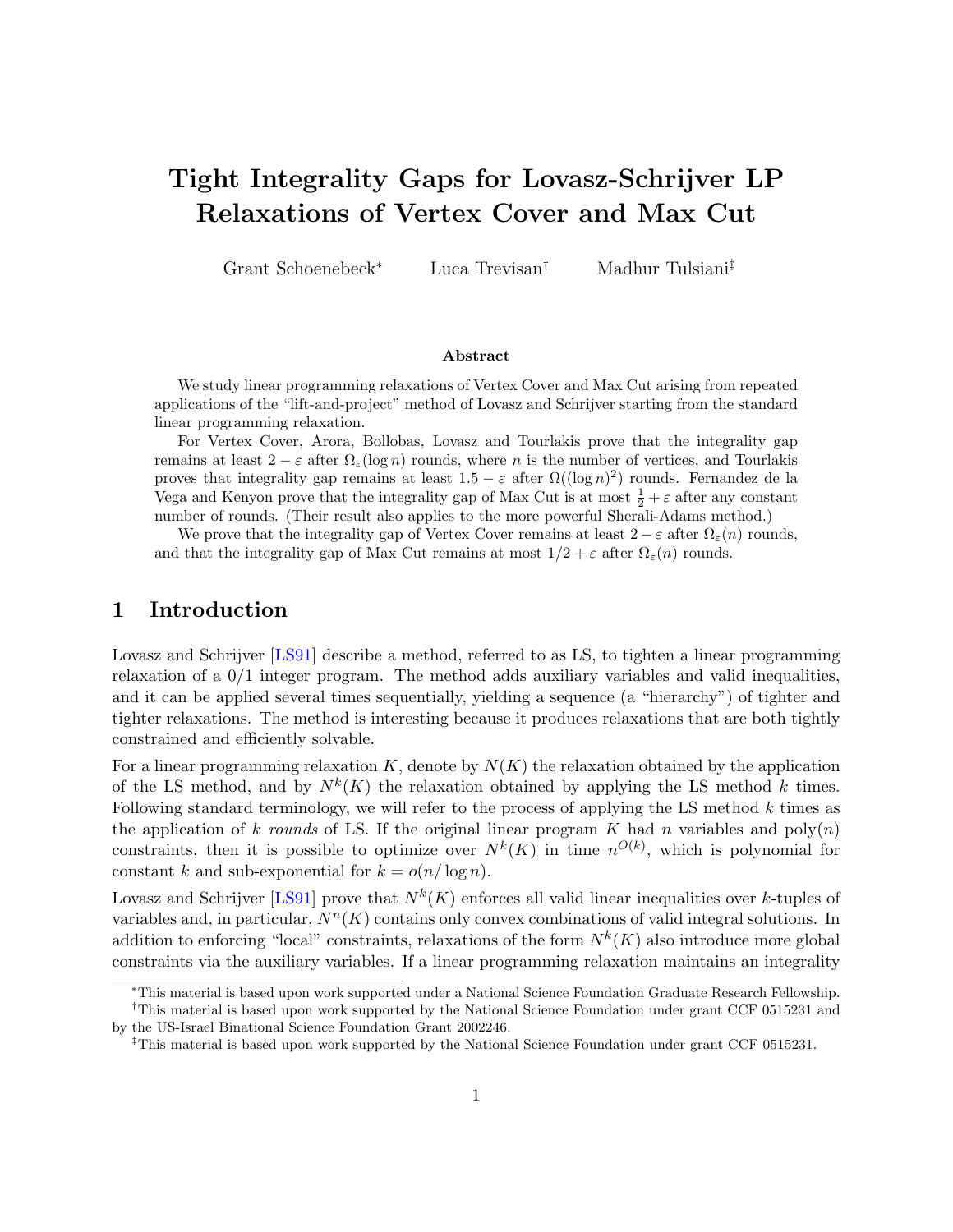# Tight Integrality Gaps for Lovasz-Schrijver LP Relaxations of Vertex Cover and Max Cut

Grant Schoenebeck[*] Luca Trevisan[†] Madhur Tulsiani[‡]

### Abstract

We study linear programming relaxations of Vertex Cover and Max Cut arising from repeated applications of the "lift-and-project" method of Lovasz and Schrijver starting from the standard linear programming relaxation.

For Vertex Cover, Arora, Bollobas, Lovasz and Tourlakis prove that the integrality gap remains at least $2 - \varepsilon$ after $\Omega_\varepsilon(\log n)$ rounds, where $n$ is the number of vertices, and Tourlakis proves that integrality gap remains at least $1.5 - \varepsilon$ after $\Omega((\log n)^2)$ rounds. Fernandez de la Vega and Kenyon prove that the integrality gap of Max Cut is at most $\frac{1}{2} + \varepsilon$ after any constant number of rounds. (Their result also applies to the more powerful Sherali-Adams method.)

We prove that the integrality gap of Vertex Cover remains at least $2 - \varepsilon$ after $\Omega_\varepsilon(n)$ rounds, and that the integrality gap of Max Cut remains at most $1/2 + \varepsilon$ after $\Omega_\varepsilon(n)$ rounds.

## 1 Introduction

Lovasz and Schrijver [LS91] describe a method, referred to as LS, to tighten a linear programming relaxation of a 0/1 integer program. The method adds auxiliary variables and valid inequalities, and it can be applied several times sequentially, yielding a sequence (a "hierarchy") of tighter and tighter relaxations. The method is interesting because it produces relaxations that are both tightly constrained and efficiently solvable.

For a linear programming relaxation $K$, denote by $N(K)$ the relaxation obtained by the application of the LS method, and by $N^k(K)$ the relaxation obtained by applying the LS method $k$ times. Following standard terminology, we will refer to the process of applying the LS method $k$ times as the application of $k$ *rounds* of LS. If the original linear program $K$ had $n$ variables and $\text{poly}(n)$ constraints, then it is possible to optimize over $N^k(K)$ in time $n^{O(k)}$, which is polynomial for constant $k$ and sub-exponential for $k = o(n/\log n)$.

Lovasz and Schrijver [LS91] prove that $N^k(K)$ enforces all valid linear inequalities over $k$-tuples of variables and, in particular, $N^n(K)$ contains only convex combinations of valid integral solutions. In addition to enforcing "local" constraints, relaxations of the form $N^k(K)$ also introduce more global constraints via the auxiliary variables. If a linear programming relaxation maintains an integrality

---

[*] This material is based upon work supported under a National Science Foundation Graduate Research Fellowship.

[†] This material is based upon work supported by the National Science Foundation under grant CCF 0515231 and by the US-Israel Binational Science Foundation Grant 2002246.

[‡] This material is based upon work supported by the National Science Foundation under grant CCF 0515231.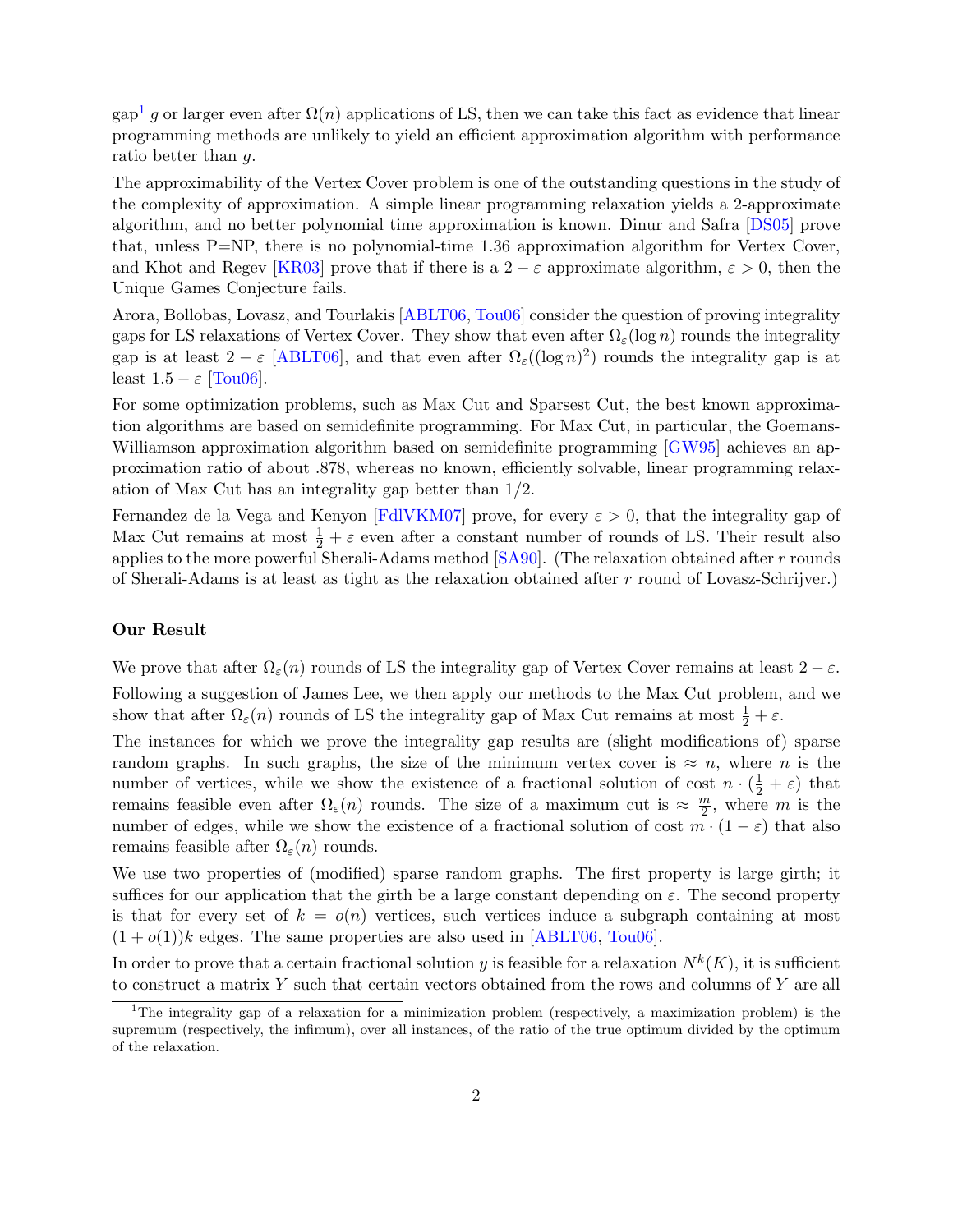gap[1] $g$ or larger even after $\Omega(n)$ applications of LS, then we can take this fact as evidence that linear programming methods are unlikely to yield an efficient approximation algorithm with performance ratio better than $g$.

The approximability of the Vertex Cover problem is one of the outstanding questions in the study of the complexity of approximation. A simple linear programming relaxation yields a 2-approximate algorithm, and no better polynomial time approximation is known. Dinur and Safra [DS05] prove that, unless P=NP, there is no polynomial-time 1.36 approximation algorithm for Vertex Cover, and Khot and Regev [KR03] prove that if there is a $2 - \varepsilon$ approximate algorithm, $\varepsilon > 0$, then the Unique Games Conjecture fails.

Arora, Bollobas, Lovasz, and Tourlakis [ABLT06, Tou06] consider the question of proving integrality gaps for LS relaxations of Vertex Cover. They show that even after $\Omega_\varepsilon(\log n)$ rounds the integrality gap is at least $2 - \varepsilon$ [ABLT06], and that even after $\Omega_\varepsilon((\log n)^2)$ rounds the integrality gap is at least $1.5 - \varepsilon$ [Tou06].

For some optimization problems, such as Max Cut and Sparsest Cut, the best known approximation algorithms are based on semidefinite programming. For Max Cut, in particular, the Goemans-Williamson approximation algorithm based on semidefinite programming [GW95] achieves an approximation ratio of about .878, whereas no known, efficiently solvable, linear programming relaxation of Max Cut has an integrality gap better than 1/2.

Fernandez de la Vega and Kenyon [FdlVKM07] prove, for every $\varepsilon > 0$, that the integrality gap of Max Cut remains at most $\frac{1}{2} + \varepsilon$ even after a constant number of rounds of LS. Their result also applies to the more powerful Sherali-Adams method [SA90]. (The relaxation obtained after $r$ rounds of Sherali-Adams is at least as tight as the relaxation obtained after $r$ round of Lovasz-Schrijver.)

### Our Result

We prove that after $\Omega_\varepsilon(n)$ rounds of LS the integrality gap of Vertex Cover remains at least $2 - \varepsilon$.

Following a suggestion of James Lee, we then apply our methods to the Max Cut problem, and we show that after $\Omega_\varepsilon(n)$ rounds of LS the integrality gap of Max Cut remains at most $\frac{1}{2} + \varepsilon$.

The instances for which we prove the integrality gap results are (slight modifications of) sparse random graphs. In such graphs, the size of the minimum vertex cover is $\approx n$, where $n$ is the number of vertices, while we show the existence of a fractional solution of cost $n \cdot (\frac{1}{2} + \varepsilon)$ that remains feasible even after $\Omega_\varepsilon(n)$ rounds. The size of a maximum cut is $\approx \frac{m}{2}$, where $m$ is the number of edges, while we show the existence of a fractional solution of cost $m \cdot (1 - \varepsilon)$ that also remains feasible after $\Omega_\varepsilon(n)$ rounds.

We use two properties of (modified) sparse random graphs. The first property is large girth; it suffices for our application that the girth be a large constant depending on $\varepsilon$. The second property is that for every set of $k = o(n)$ vertices, such vertices induce a subgraph containing at most $(1 + o(1))k$ edges. The same properties are also used in [ABLT06, Tou06].

In order to prove that a certain fractional solution $y$ is feasible for a relaxation $N^k(K)$, it is sufficient to construct a matrix $Y$ such that certain vectors obtained from the rows and columns of $Y$ are all

[1] The integrality gap of a relaxation for a minimization problem (respectively, a maximization problem) is the supremum (respectively, the infimum), over all instances, of the ratio of the true optimum divided by the optimum of the relaxation.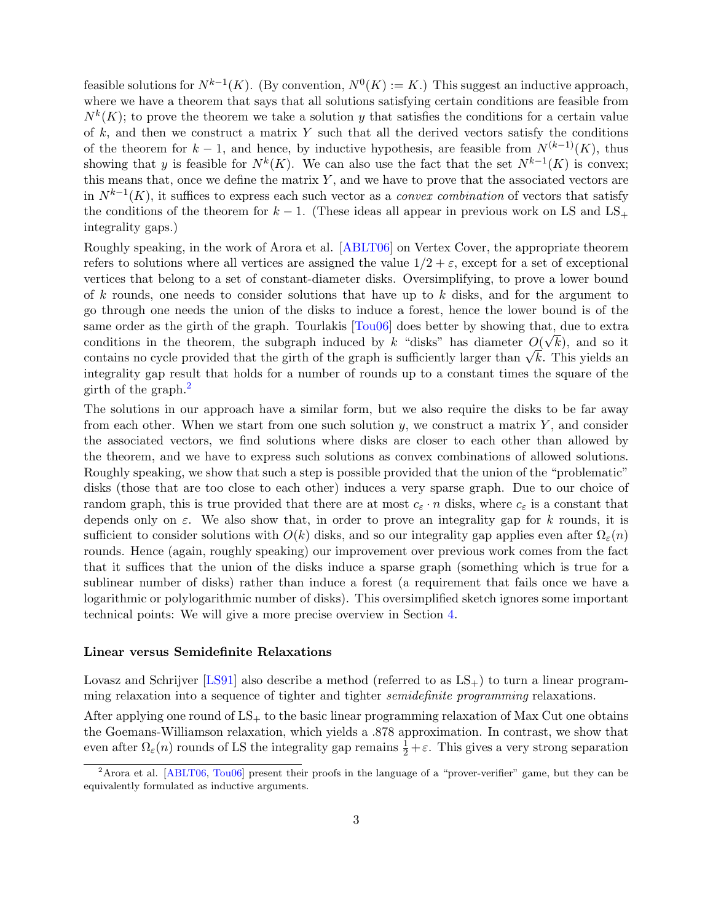feasible solutions for $N^{k-1}(K)$. (By convention, $N^0(K) := K$.) This suggest an inductive approach, where we have a theorem that says that all solutions satisfying certain conditions are feasible from $N^k(K)$; to prove the theorem we take a solution $y$ that satisfies the conditions for a certain value of $k$, and then we construct a matrix $Y$ such that all the derived vectors satisfy the conditions of the theorem for $k-1$, and hence, by inductive hypothesis, are feasible from $N^{(k-1)}(K)$, thus showing that $y$ is feasible for $N^k(K)$. We can also use the fact that the set $N^{k-1}(K)$ is convex; this means that, once we define the matrix $Y$, and we have to prove that the associated vectors are in $N^{k-1}(K)$, it suffices to express each such vector as a *convex combination* of vectors that satisfy the conditions of the theorem for $k-1$. (These ideas all appear in previous work on LS and $LS_+$ integrality gaps.)

Roughly speaking, in the work of Arora et al. [ABLT06] on Vertex Cover, the appropriate theorem refers to solutions where all vertices are assigned the value $1/2 + \varepsilon$, except for a set of exceptional vertices that belong to a set of constant-diameter disks. Oversimplifying, to prove a lower bound of $k$ rounds, one needs to consider solutions that have up to $k$ disks, and for the argument to go through one needs the union of the disks to induce a forest, hence the lower bound is of the same order as the girth of the graph. Tourlakis [Tou06] does better by showing that, due to extra conditions in the theorem, the subgraph induced by $k$ "disks" has diameter $O(\sqrt{k})$, and so it contains no cycle provided that the girth of the graph is sufficiently larger than $\sqrt{k}$. This yields an integrality gap result that holds for a number of rounds up to a constant times the square of the girth of the graph.[2]

The solutions in our approach have a similar form, but we also require the disks to be far away from each other. When we start from one such solution $y$, we construct a matrix $Y$, and consider the associated vectors, we find solutions where disks are closer to each other than allowed by the theorem, and we have to express such solutions as convex combinations of allowed solutions. Roughly speaking, we show that such a step is possible provided that the union of the "problematic" disks (those that are too close to each other) induces a very sparse graph. Due to our choice of random graph, this is true provided that there are at most $c_\varepsilon \cdot n$ disks, where $c_\varepsilon$ is a constant that depends only on $\varepsilon$. We also show that, in order to prove an integrality gap for $k$ rounds, it is sufficient to consider solutions with $O(k)$ disks, and so our integrality gap applies even after $\Omega_\varepsilon(n)$ rounds. Hence (again, roughly speaking) our improvement over previous work comes from the fact that it suffices that the union of the disks induce a sparse graph (something which is true for a sublinear number of disks) rather than induce a forest (a requirement that fails once we have a logarithmic or polylogarithmic number of disks). This oversimplified sketch ignores some important technical points: We will give a more precise overview in Section 4.

#### Linear versus Semidefinite Relaxations

Lovasz and Schrijver [LS91] also describe a method (referred to as $LS_+$) to turn a linear programming relaxation into a sequence of tighter and tighter *semidefinite programming* relaxations.

After applying one round of $LS_+$ to the basic linear programming relaxation of Max Cut one obtains the Goemans-Williamson relaxation, which yields a .878 approximation. In contrast, we show that even after $\Omega_\varepsilon(n)$ rounds of LS the integrality gap remains $\frac{1}{2} + \varepsilon$. This gives a very strong separation

[2] Arora et al. [ABLT06, Tou06] present their proofs in the language of a "prover-verifier" game, but they can be equivalently formulated as inductive arguments.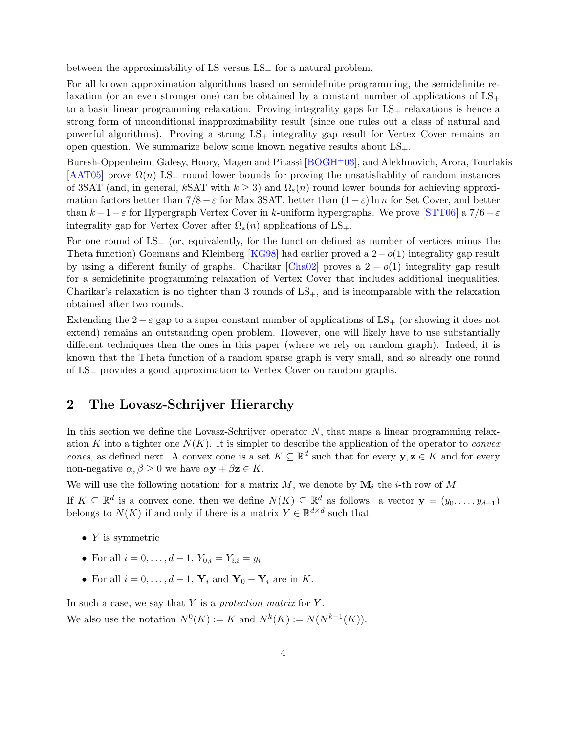between the approximability of LS versus $\mathrm{LS}_+$ for a natural problem.

For all known approximation algorithms based on semidefinite programming, the semidefinite relaxation (or an even stronger one) can be obtained by a constant number of applications of $\mathrm{LS}_+$ to a basic linear programming relaxation. Proving integrality gaps for $\mathrm{LS}_+$ relaxations is hence a strong form of unconditional inapproximability result (since one rules out a class of natural and powerful algorithms). Proving a strong $\mathrm{LS}_+$ integrality gap result for Vertex Cover remains an open question. We summarize below some known negative results about $\mathrm{LS}_+$.

Buresh-Oppenheim, Galesy, Hoory, Magen and Pitassi [BOGH+03], and Alekhnovich, Arora, Tourlakis [AAT05] prove $\Omega(n)$ $\mathrm{LS}_+$ round lower bounds for proving the unsatisfiablity of random instances of 3SAT (and, in general, $k$SAT with $k \geq 3$) and $\Omega_\varepsilon(n)$ round lower bounds for achieving approximation factors better than $7/8 - \varepsilon$ for Max 3SAT, better than $(1-\varepsilon)\ln n$ for Set Cover, and better than $k-1-\varepsilon$ for Hypergraph Vertex Cover in $k$-uniform hypergraphs. We prove [STT06] a $7/6-\varepsilon$ integrality gap for Vertex Cover after $\Omega_\varepsilon(n)$ applications of $\mathrm{LS}_+$.

For one round of $\mathrm{LS}_+$ (or, equivalently, for the function defined as number of vertices minus the Theta function) Goemans and Kleinberg [KG98] had earlier proved a $2-o(1)$ integrality gap result by using a different family of graphs. Charikar [Cha02] proves a $2-o(1)$ integrality gap result for a semidefinite programming relaxation of Vertex Cover that includes additional inequalities. Charikar's relaxation is no tighter than 3 rounds of $\mathrm{LS}_+$, and is incomparable with the relaxation obtained after two rounds.

Extending the $2-\varepsilon$ gap to a super-constant number of applications of $\mathrm{LS}_+$ (or showing it does not extend) remains an outstanding open problem. However, one will likely have to use substantially different techniques then the ones in this paper (where we rely on random graph). Indeed, it is known that the Theta function of a random sparse graph is very small, and so already one round of $\mathrm{LS}_+$ provides a good approximation to Vertex Cover on random graphs.

## 2 The Lovasz-Schrijver Hierarchy

In this section we define the Lovasz-Schrijver operator $N$, that maps a linear programming relaxation $K$ into a tighter one $N(K)$. It is simpler to describe the application of the operator to *convex cones*, as defined next. A convex cone is a set $K \subseteq \mathbb{R}^d$ such that for every $\mathbf{y}, \mathbf{z} \in K$ and for every non-negative $\alpha, \beta \geq 0$ we have $\alpha\mathbf{y} + \beta\mathbf{z} \in K$.

We will use the following notation: for a matrix $M$, we denote by $\mathbf{M}_i$ the $i$-th row of $M$.

If $K \subseteq \mathbb{R}^d$ is a convex cone, then we define $N(K) \subseteq \mathbb{R}^d$ as follows: a vector $\mathbf{y} = (y_0, \ldots, y_{d-1})$ belongs to $N(K)$ if and only if there is a matrix $Y \in \mathbb{R}^{d \times d}$ such that

- $Y$ is symmetric
- For all $i = 0, \ldots, d-1$, $Y_{0,i} = Y_{i,i} = y_i$
- For all $i = 0, \ldots, d-1$, $\mathbf{Y}_i$ and $\mathbf{Y}_0 - \mathbf{Y}_i$ are in $K$.

In such a case, we say that $Y$ is a *protection matrix* for $Y$.

We also use the notation $N^0(K) := K$ and $N^k(K) := N(N^{k-1}(K))$.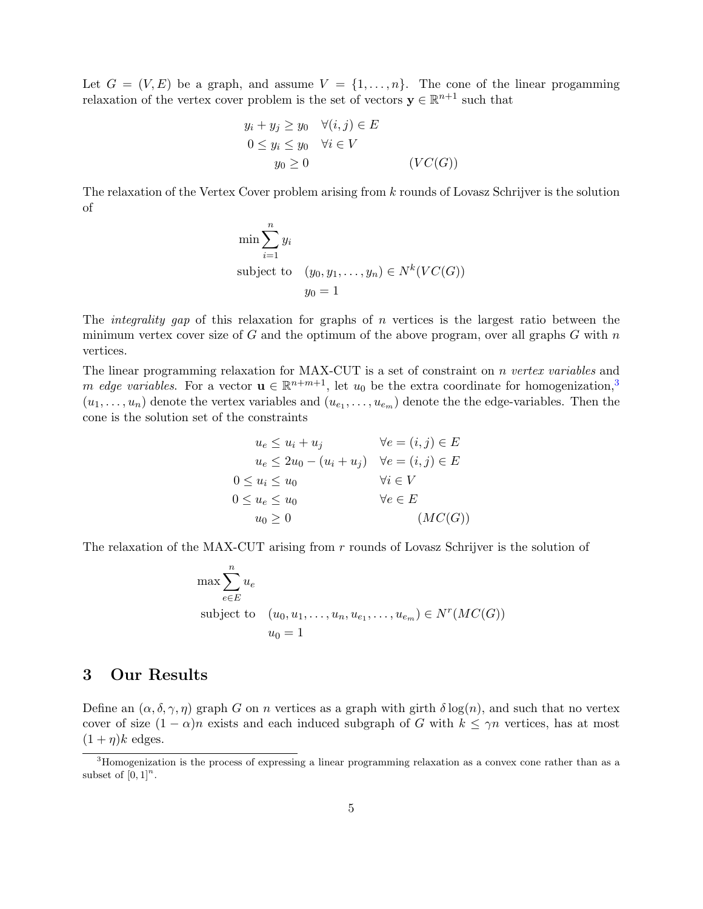Let $G = (V, E)$ be a graph, and assume $V = \{1, \ldots, n\}$. The cone of the linear progamming relaxation of the vertex cover problem is the set of vectors $\mathbf{y} \in \mathbb{R}^{n+1}$ such that

$$
\begin{aligned}
y_i + y_j &\geq y_0 \quad \forall (i,j) \in E \\
0 \leq y_i &\leq y_0 \quad \forall i \in V \\
y_0 &\geq 0 \qquad\qquad\qquad (VC(G))
\end{aligned}
$$

The relaxation of the Vertex Cover problem arising from $k$ rounds of Lovasz Schrijver is the solution of

$$
\begin{aligned}
&\min \sum_{i=1}^{n} y_i \\
&\text{subject to} \quad (y_0, y_1, \ldots, y_n) \in N^k(VC(G)) \\
&\qquad\qquad\quad\; y_0 = 1
\end{aligned}
$$

The *integrality gap* of this relaxation for graphs of $n$ vertices is the largest ratio between the minimum vertex cover size of $G$ and the optimum of the above program, over all graphs $G$ with $n$ vertices.

The linear programming relaxation for MAX-CUT is a set of constraint on $n$ *vertex variables* and $m$ *edge variables*. For a vector $\mathbf{u} \in \mathbb{R}^{n+m+1}$, let $u_0$ be the extra coordinate for homogenization,[3] $(u_1, \ldots, u_n)$ denote the vertex variables and $(u_{e_1}, \ldots, u_{e_m})$ denote the the edge-variables. Then the cone is the solution set of the constraints

$$
\begin{aligned}
u_e &\leq u_i + u_j & \forall e = (i,j) \in E \\
u_e &\leq 2u_0 - (u_i + u_j) & \forall e = (i,j) \in E \\
0 \leq u_i &\leq u_0 & \forall i \in V \\
0 \leq u_e &\leq u_0 & \forall e \in E \\
u_0 &\geq 0 & (MC(G))
\end{aligned}
$$

The relaxation of the MAX-CUT arising from $r$ rounds of Lovasz Schrijver is the solution of

$$
\begin{aligned}
&\max \sum_{e \in E}^{n} u_e \\
&\text{subject to} \quad (u_0, u_1, \ldots, u_n, u_{e_1}, \ldots, u_{e_m}) \in N^r(MC(G)) \\
&\qquad\qquad\quad\; u_0 = 1
\end{aligned}
$$

## 3 Our Results

Define an $(\alpha, \delta, \gamma, \eta)$ graph $G$ on $n$ vertices as a graph with girth $\delta \log(n)$, and such that no vertex cover of size $(1-\alpha)n$ exists and each induced subgraph of $G$ with $k \leq \gamma n$ vertices, has at most $(1+\eta)k$ edges.

---

[3] Homogenization is the process of expressing a linear programming relaxation as a convex cone rather than as a subset of $[0,1]^n$.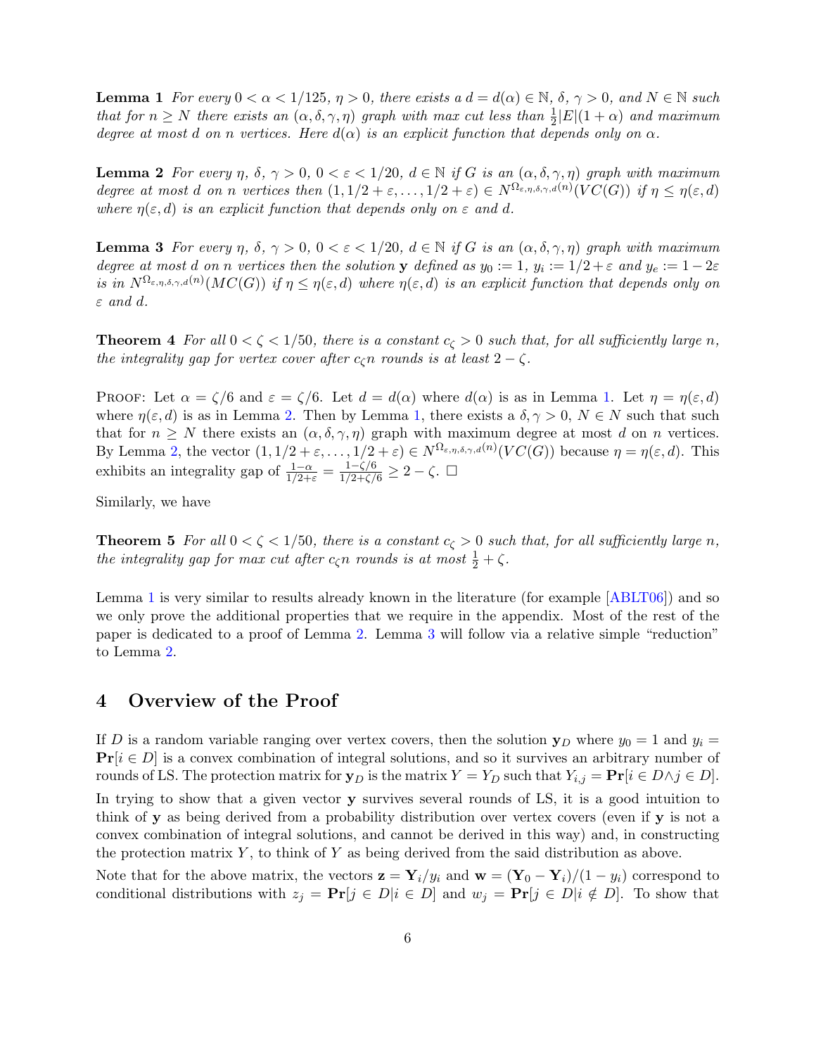**Lemma 1** *For every $0 < \alpha < 1/125$, $\eta > 0$, there exists a $d = d(\alpha) \in \mathbb{N}$, $\delta$, $\gamma > 0$, and $N \in \mathbb{N}$ such that for $n \geq N$ there exists an $(\alpha, \delta, \gamma, \eta)$ graph with max cut less than $\frac{1}{2}|E|(1+\alpha)$ and maximum degree at most $d$ on $n$ vertices. Here $d(\alpha)$ is an explicit function that depends only on $\alpha$.*

**Lemma 2** *For every $\eta$, $\delta$, $\gamma > 0$, $0 < \varepsilon < 1/20$, $d \in \mathbb{N}$ if $G$ is an $(\alpha, \delta, \gamma, \eta)$ graph with maximum degree at most $d$ on $n$ vertices then $(1, 1/2+\varepsilon, \ldots, 1/2+\varepsilon) \in N^{\Omega_{\varepsilon,\eta,\delta,\gamma,d}(n)}(VC(G))$ if $\eta \leq \eta(\varepsilon, d)$ where $\eta(\varepsilon, d)$ is an explicit function that depends only on $\varepsilon$ and $d$.*

**Lemma 3** *For every $\eta$, $\delta$, $\gamma > 0$, $0 < \varepsilon < 1/20$, $d \in \mathbb{N}$ if $G$ is an $(\alpha, \delta, \gamma, \eta)$ graph with maximum degree at most $d$ on $n$ vertices then the solution $\mathbf{y}$ defined as $y_0 := 1$, $y_i := 1/2 + \varepsilon$ and $y_e := 1 - 2\varepsilon$ is in $N^{\Omega_{\varepsilon,\eta,\delta,\gamma,d}(n)}(MC(G))$ if $\eta \leq \eta(\varepsilon, d)$ where $\eta(\varepsilon, d)$ is an explicit function that depends only on $\varepsilon$ and $d$.*

**Theorem 4** *For all $0 < \zeta < 1/50$, there is a constant $c_\zeta > 0$ such that, for all sufficiently large $n$, the integrality gap for vertex cover after $c_\zeta n$ rounds is at least $2 - \zeta$.*

Proof: Let $\alpha = \zeta/6$ and $\varepsilon = \zeta/6$. Let $d = d(\alpha)$ where $d(\alpha)$ is as in Lemma 1. Let $\eta = \eta(\varepsilon, d)$ where $\eta(\varepsilon, d)$ is as in Lemma 2. Then by Lemma 1, there exists a $\delta, \gamma > 0$, $N \in N$ such that such that for $n \geq N$ there exists an $(\alpha, \delta, \gamma, \eta)$ graph with maximum degree at most $d$ on $n$ vertices. By Lemma 2, the vector $(1, 1/2+\varepsilon, \ldots, 1/2+\varepsilon) \in N^{\Omega_{\varepsilon,\eta,\delta,\gamma,d}(n)}(VC(G))$ because $\eta = \eta(\varepsilon, d)$. This exhibits an integrality gap of $\frac{1-\alpha}{1/2+\varepsilon} = \frac{1-\zeta/6}{1/2+\zeta/6} \geq 2 - \zeta$. □

Similarly, we have

**Theorem 5** *For all $0 < \zeta < 1/50$, there is a constant $c_\zeta > 0$ such that, for all sufficiently large $n$, the integrality gap for max cut after $c_\zeta n$ rounds is at most $\frac{1}{2} + \zeta$.*

Lemma 1 is very similar to results already known in the literature (for example [ABLT06]) and so we only prove the additional properties that we require in the appendix. Most of the rest of the paper is dedicated to a proof of Lemma 2. Lemma 3 will follow via a relative simple "reduction" to Lemma 2.

## 4 Overview of the Proof

If $D$ is a random variable ranging over vertex covers, then the solution $\mathbf{y}_D$ where $y_0 = 1$ and $y_i = \mathbf{Pr}[i \in D]$ is a convex combination of integral solutions, and so it survives an arbitrary number of rounds of LS. The protection matrix for $\mathbf{y}_D$ is the matrix $Y = Y_D$ such that $Y_{i,j} = \mathbf{Pr}[i \in D \wedge j \in D]$.

In trying to show that a given vector $\mathbf{y}$ survives several rounds of LS, it is a good intuition to think of $\mathbf{y}$ as being derived from a probability distribution over vertex covers (even if $\mathbf{y}$ is not a convex combination of integral solutions, and cannot be derived in this way) and, in constructing the protection matrix $Y$, to think of $Y$ as being derived from the said distribution as above.

Note that for the above matrix, the vectors $\mathbf{z} = \mathbf{Y}_i/y_i$ and $\mathbf{w} = (\mathbf{Y}_0 - \mathbf{Y}_i)/(1-y_i)$ correspond to conditional distributions with $z_j = \mathbf{Pr}[j \in D | i \in D]$ and $w_j = \mathbf{Pr}[j \in D | i \notin D]$. To show that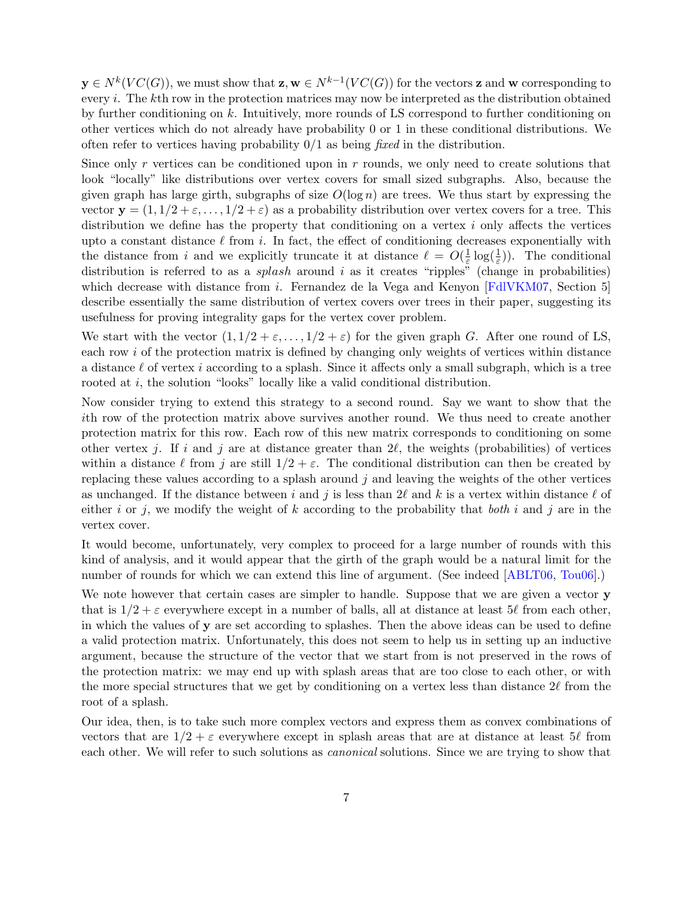$\mathbf{y} \in N^k(VC(G))$, we must show that $\mathbf{z}, \mathbf{w} \in N^{k-1}(VC(G))$ for the vectors $\mathbf{z}$ and $\mathbf{w}$ corresponding to every $i$. The $k$th row in the protection matrices may now be interpreted as the distribution obtained by further conditioning on $k$. Intuitively, more rounds of LS correspond to further conditioning on other vertices which do not already have probability 0 or 1 in these conditional distributions. We often refer to vertices having probability 0/1 as being *fixed* in the distribution.

Since only $r$ vertices can be conditioned upon in $r$ rounds, we only need to create solutions that look "locally" like distributions over vertex covers for small sized subgraphs. Also, because the given graph has large girth, subgraphs of size $O(\log n)$ are trees. We thus start by expressing the vector $\mathbf{y} = (1, 1/2 + \varepsilon, \ldots, 1/2 + \varepsilon)$ as a probability distribution over vertex covers for a tree. This distribution we define has the property that conditioning on a vertex $i$ only affects the vertices upto a constant distance $\ell$ from $i$. In fact, the effect of conditioning decreases exponentially with the distance from $i$ and we explicitly truncate it at distance $\ell = O(\frac{1}{\varepsilon}\log(\frac{1}{\varepsilon}))$. The conditional distribution is referred to as a *splash* around $i$ as it creates "ripples" (change in probabilities) which decrease with distance from $i$. Fernandez de la Vega and Kenyon [FdlVKM07, Section 5] describe essentially the same distribution of vertex covers over trees in their paper, suggesting its usefulness for proving integrality gaps for the vertex cover problem.

We start with the vector $(1, 1/2 + \varepsilon, \ldots, 1/2 + \varepsilon)$ for the given graph $G$. After one round of LS, each row $i$ of the protection matrix is defined by changing only weights of vertices within distance a distance $\ell$ of vertex $i$ according to a splash. Since it affects only a small subgraph, which is a tree rooted at $i$, the solution "looks" locally like a valid conditional distribution.

Now consider trying to extend this strategy to a second round. Say we want to show that the $i$th row of the protection matrix above survives another round. We thus need to create another protection matrix for this row. Each row of this new matrix corresponds to conditioning on some other vertex $j$. If $i$ and $j$ are at distance greater than $2\ell$, the weights (probabilities) of vertices within a distance $\ell$ from $j$ are still $1/2 + \varepsilon$. The conditional distribution can then be created by replacing these values according to a splash around $j$ and leaving the weights of the other vertices as unchanged. If the distance between $i$ and $j$ is less than $2\ell$ and $k$ is a vertex within distance $\ell$ of either $i$ or $j$, we modify the weight of $k$ according to the probability that *both* $i$ and $j$ are in the vertex cover.

It would become, unfortunately, very complex to proceed for a large number of rounds with this kind of analysis, and it would appear that the girth of the graph would be a natural limit for the number of rounds for which we can extend this line of argument. (See indeed [ABLT06, Tou06].)

We note however that certain cases are simpler to handle. Suppose that we are given a vector $\mathbf{y}$ that is $1/2 + \varepsilon$ everywhere except in a number of balls, all at distance at least $5\ell$ from each other, in which the values of $\mathbf{y}$ are set according to splashes. Then the above ideas can be used to define a valid protection matrix. Unfortunately, this does not seem to help us in setting up an inductive argument, because the structure of the vector that we start from is not preserved in the rows of the protection matrix: we may end up with splash areas that are too close to each other, or with the more special structures that we get by conditioning on a vertex less than distance $2\ell$ from the root of a splash.

Our idea, then, is to take such more complex vectors and express them as convex combinations of vectors that are $1/2 + \varepsilon$ everywhere except in splash areas that are at distance at least $5\ell$ from each other. We will refer to such solutions as *canonical* solutions. Since we are trying to show that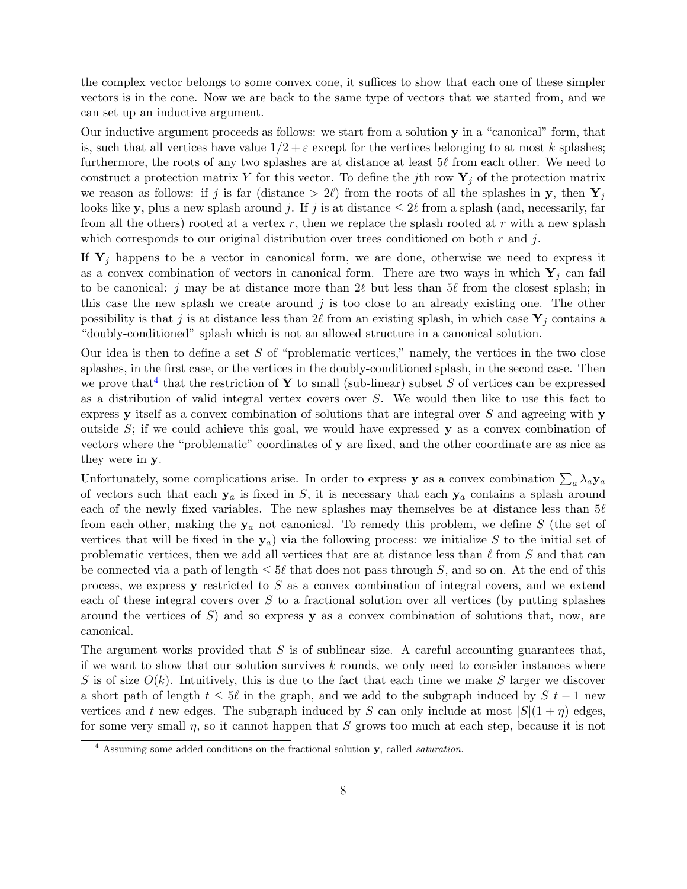the complex vector belongs to some convex cone, it suffices to show that each one of these simpler vectors is in the cone. Now we are back to the same type of vectors that we started from, and we can set up an inductive argument.

Our inductive argument proceeds as follows: we start from a solution $\mathbf{y}$ in a "canonical" form, that is, such that all vertices have value $1/2+\varepsilon$ except for the vertices belonging to at most $k$ splashes; furthermore, the roots of any two splashes are at distance at least $5\ell$ from each other. We need to construct a protection matrix $Y$ for this vector. To define the $j$th row $\mathbf{Y}_j$ of the protection matrix we reason as follows: if $j$ is far (distance $> 2\ell$) from the roots of all the splashes in $\mathbf{y}$, then $\mathbf{Y}_j$ looks like $\mathbf{y}$, plus a new splash around $j$. If $j$ is at distance $\leq 2\ell$ from a splash (and, necessarily, far from all the others) rooted at a vertex $r$, then we replace the splash rooted at $r$ with a new splash which corresponds to our original distribution over trees conditioned on both $r$ and $j$.

If $\mathbf{Y}_j$ happens to be a vector in canonical form, we are done, otherwise we need to express it as a convex combination of vectors in canonical form. There are two ways in which $\mathbf{Y}_j$ can fail to be canonical: $j$ may be at distance more than $2\ell$ but less than $5\ell$ from the closest splash; in this case the new splash we create around $j$ is too close to an already existing one. The other possibility is that $j$ is at distance less than $2\ell$ from an existing splash, in which case $\mathbf{Y}_j$ contains a "doubly-conditioned" splash which is not an allowed structure in a canonical solution.

Our idea is then to define a set $S$ of "problematic vertices," namely, the vertices in the two close splashes, in the first case, or the vertices in the doubly-conditioned splash, in the second case. Then we prove that[4] that the restriction of $\mathbf{Y}$ to small (sub-linear) subset $S$ of vertices can be expressed as a distribution of valid integral vertex covers over $S$. We would then like to use this fact to express $\mathbf{y}$ itself as a convex combination of solutions that are integral over $S$ and agreeing with $\mathbf{y}$ outside $S$; if we could achieve this goal, we would have expressed $\mathbf{y}$ as a convex combination of vectors where the "problematic" coordinates of $\mathbf{y}$ are fixed, and the other coordinate are as nice as they were in $\mathbf{y}$.

Unfortunately, some complications arise. In order to express $\mathbf{y}$ as a convex combination $\sum_a \lambda_a \mathbf{y}_a$ of vectors such that each $\mathbf{y}_a$ is fixed in $S$, it is necessary that each $\mathbf{y}_a$ contains a splash around each of the newly fixed variables. The new splashes may themselves be at distance less than $5\ell$ from each other, making the $\mathbf{y}_a$ not canonical. To remedy this problem, we define $S$ (the set of vertices that will be fixed in the $\mathbf{y}_a$) via the following process: we initialize $S$ to the initial set of problematic vertices, then we add all vertices that are at distance less than $\ell$ from $S$ and that can be connected via a path of length $\leq 5\ell$ that does not pass through $S$, and so on. At the end of this process, we express $\mathbf{y}$ restricted to $S$ as a convex combination of integral covers, and we extend each of these integral covers over $S$ to a fractional solution over all vertices (by putting splashes around the vertices of $S$) and so express $\mathbf{y}$ as a convex combination of solutions that, now, are canonical.

The argument works provided that $S$ is of sublinear size. A careful accounting guarantees that, if we want to show that our solution survives $k$ rounds, we only need to consider instances where $S$ is of size $O(k)$. Intuitively, this is due to the fact that each time we make $S$ larger we discover a short path of length $t \leq 5\ell$ in the graph, and we add to the subgraph induced by $S$ $t-1$ new vertices and $t$ new edges. The subgraph induced by $S$ can only include at most $|S|(1+\eta)$ edges, for some very small $\eta$, so it cannot happen that $S$ grows too much at each step, because it is not

[4] Assuming some added conditions on the fractional solution $\mathbf{y}$, called *saturation.*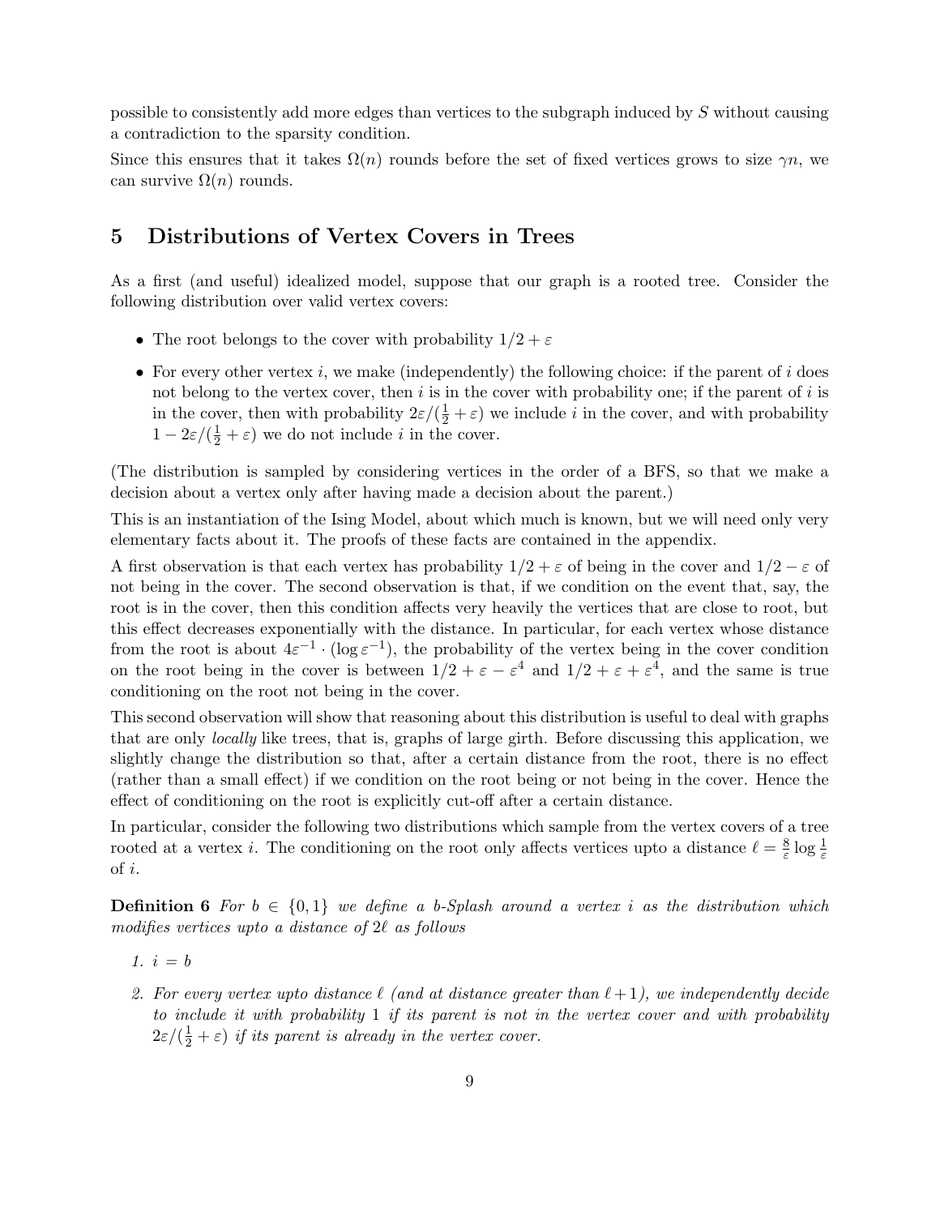possible to consistently add more edges than vertices to the subgraph induced by $S$ without causing a contradiction to the sparsity condition.

Since this ensures that it takes $\Omega(n)$ rounds before the set of fixed vertices grows to size $\gamma n$, we can survive $\Omega(n)$ rounds.

# 5 Distributions of Vertex Covers in Trees

As a first (and useful) idealized model, suppose that our graph is a rooted tree. Consider the following distribution over valid vertex covers:

- The root belongs to the cover with probability $1/2 + \varepsilon$
- For every other vertex $i$, we make (independently) the following choice: if the parent of $i$ does not belong to the vertex cover, then $i$ is in the cover with probability one; if the parent of $i$ is in the cover, then with probability $2\varepsilon/(\frac{1}{2}+\varepsilon)$ we include $i$ in the cover, and with probability $1 - 2\varepsilon/(\frac{1}{2}+\varepsilon)$ we do not include $i$ in the cover.

(The distribution is sampled by considering vertices in the order of a BFS, so that we make a decision about a vertex only after having made a decision about the parent.)

This is an instantiation of the Ising Model, about which much is known, but we will need only very elementary facts about it. The proofs of these facts are contained in the appendix.

A first observation is that each vertex has probability $1/2 + \varepsilon$ of being in the cover and $1/2 - \varepsilon$ of not being in the cover. The second observation is that, if we condition on the event that, say, the root is in the cover, then this condition affects very heavily the vertices that are close to root, but this effect decreases exponentially with the distance. In particular, for each vertex whose distance from the root is about $4\varepsilon^{-1} \cdot (\log \varepsilon^{-1})$, the probability of the vertex being in the cover condition on the root being in the cover is between $1/2 + \varepsilon - \varepsilon^4$ and $1/2 + \varepsilon + \varepsilon^4$, and the same is true conditioning on the root not being in the cover.

This second observation will show that reasoning about this distribution is useful to deal with graphs that are only *locally* like trees, that is, graphs of large girth. Before discussing this application, we slightly change the distribution so that, after a certain distance from the root, there is no effect (rather than a small effect) if we condition on the root being or not being in the cover. Hence the effect of conditioning on the root is explicitly cut-off after a certain distance.

In particular, consider the following two distributions which sample from the vertex covers of a tree rooted at a vertex $i$. The conditioning on the root only affects vertices upto a distance $\ell = \frac{8}{\varepsilon} \log \frac{1}{\varepsilon}$ of $i$.

**Definition 6** *For $b \in \{0, 1\}$ we define a b-Splash around a vertex $i$ as the distribution which modifies vertices upto a distance of $2\ell$ as follows*

1. *$i = b$*
2. *For every vertex upto distance $\ell$ (and at distance greater than $\ell + 1$), we independently decide to include it with probability 1 if its parent is not in the vertex cover and with probability $2\varepsilon/(\frac{1}{2}+\varepsilon)$ if its parent is already in the vertex cover.*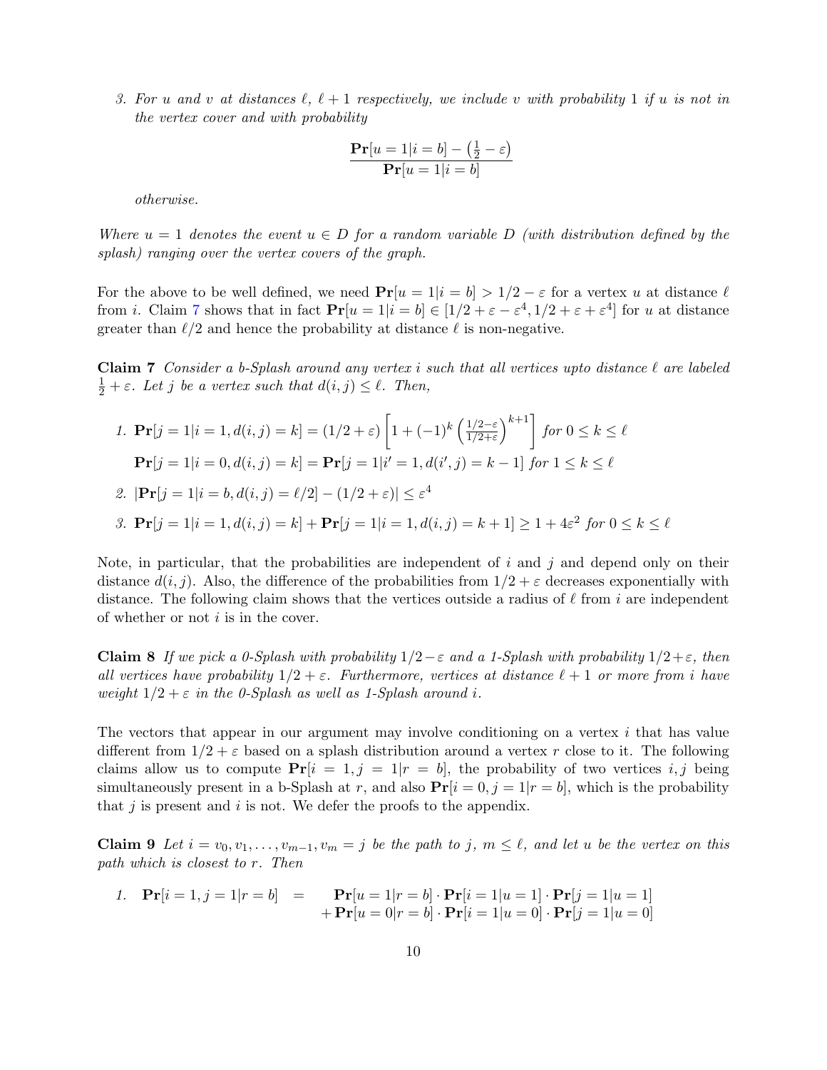3. *For $u$ and $v$ at distances $\ell$, $\ell+1$ respectively, we include $v$ with probability 1 if $u$ is not in the vertex cover and with probability*

$$\frac{\mathbf{Pr}[u=1|i=b] - \left(\frac{1}{2}-\varepsilon\right)}{\mathbf{Pr}[u=1|i=b]}$$

*otherwise.*

*Where $u=1$ denotes the event $u \in D$ for a random variable $D$ (with distribution defined by the splash) ranging over the vertex covers of the graph.*

For the above to be well defined, we need $\mathbf{Pr}[u=1|i=b] > 1/2-\varepsilon$ for a vertex $u$ at distance $\ell$ from $i$. Claim 7 shows that in fact $\mathbf{Pr}[u=1|i=b] \in [1/2+\varepsilon-\varepsilon^4, 1/2+\varepsilon+\varepsilon^4]$ for $u$ at distance greater than $\ell/2$ and hence the probability at distance $\ell$ is non-negative.

**Claim 7** *Consider a $b$-Splash around any vertex $i$ such that all vertices upto distance $\ell$ are labeled $\frac{1}{2}+\varepsilon$. Let $j$ be a vertex such that $d(i,j) \leq \ell$. Then,*

1. $\mathbf{Pr}[j=1|i=1, d(i,j)=k] = (1/2+\varepsilon)\left[1+(-1)^k\left(\frac{1/2-\varepsilon}{1/2+\varepsilon}\right)^{k+1}\right]$ *for* $0 \leq k \leq \ell$

   $\mathbf{Pr}[j=1|i=0, d(i,j)=k] = \mathbf{Pr}[j=1|i'=1, d(i',j)=k-1]$ *for* $1 \leq k \leq \ell$

2. $|\mathbf{Pr}[j=1|i=b, d(i,j)=\ell/2] - (1/2+\varepsilon)| \leq \varepsilon^4$

3. $\mathbf{Pr}[j=1|i=1, d(i,j)=k] + \mathbf{Pr}[j=1|i=1, d(i,j)=k+1] \geq 1+4\varepsilon^2$ *for* $0 \leq k \leq \ell$

Note, in particular, that the probabilities are independent of $i$ and $j$ and depend only on their distance $d(i,j)$. Also, the difference of the probabilities from $1/2+\varepsilon$ decreases exponentially with distance. The following claim shows that the vertices outside a radius of $\ell$ from $i$ are independent of whether or not $i$ is in the cover.

**Claim 8** *If we pick a 0-Splash with probability $1/2-\varepsilon$ and a 1-Splash with probability $1/2+\varepsilon$, then all vertices have probability $1/2+\varepsilon$. Furthermore, vertices at distance $\ell+1$ or more from $i$ have weight $1/2+\varepsilon$ in the 0-Splash as well as 1-Splash around $i$.*

The vectors that appear in our argument may involve conditioning on a vertex $i$ that has value different from $1/2+\varepsilon$ based on a splash distribution around a vertex $r$ close to it. The following claims allow us to compute $\mathbf{Pr}[i=1, j=1|r=b]$, the probability of two vertices $i,j$ being simultaneously present in a b-Splash at $r$, and also $\mathbf{Pr}[i=0, j=1|r=b]$, which is the probability that $j$ is present and $i$ is not. We defer the proofs to the appendix.

**Claim 9** *Let $i=v_0, v_1, \ldots, v_{m-1}, v_m = j$ be the path to $j$, $m \leq \ell$, and let $u$ be the vertex on this path which is closest to $r$. Then*

1.
$$\begin{aligned}\mathbf{Pr}[i=1, j=1|r=b] \quad = \quad & \mathbf{Pr}[u=1|r=b] \cdot \mathbf{Pr}[i=1|u=1] \cdot \mathbf{Pr}[j=1|u=1] \\ & + \mathbf{Pr}[u=0|r=b] \cdot \mathbf{Pr}[i=1|u=0] \cdot \mathbf{Pr}[j=1|u=0]\end{aligned}$$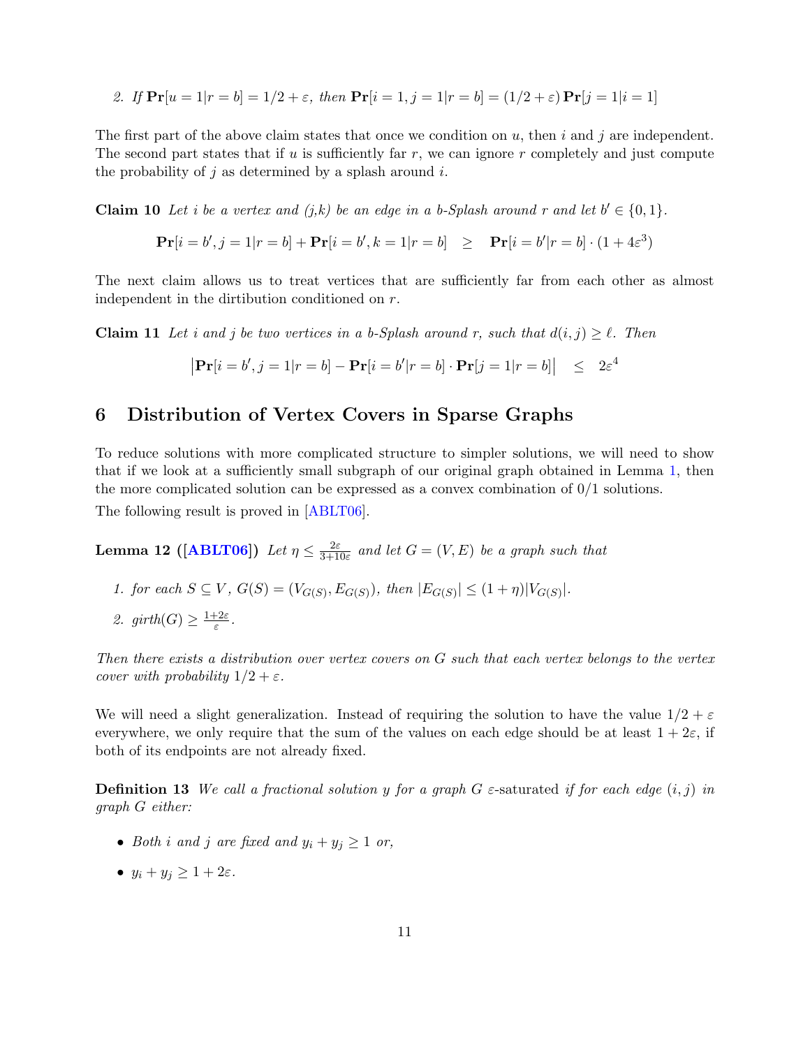2. *If* $\mathbf{Pr}[u = 1 | r = b] = 1/2 + \varepsilon$*, then* $\mathbf{Pr}[i = 1, j = 1 | r = b] = (1/2 + \varepsilon)\, \mathbf{Pr}[j = 1 | i = 1]$

The first part of the above claim states that once we condition on $u$, then $i$ and $j$ are independent. The second part states that if $u$ is sufficiently far $r$, we can ignore $r$ completely and just compute the probability of $j$ as determined by a splash around $i$.

**Claim 10** *Let $i$ be a vertex and $(j,k)$ be an edge in a $b$-Splash around $r$ and let $b' \in \{0, 1\}$.*

$$\mathbf{Pr}[i = b', j = 1 | r = b] + \mathbf{Pr}[i = b', k = 1 | r = b] \quad \geq \quad \mathbf{Pr}[i = b' | r = b] \cdot (1 + 4\varepsilon^3)$$

The next claim allows us to treat vertices that are sufficiently far from each other as almost independent in the dirtibution conditioned on $r$.

**Claim 11** *Let $i$ and $j$ be two vertices in a $b$-Splash around $r$, such that $d(i,j) \geq \ell$. Then*

$$\left|\mathbf{Pr}[i = b', j = 1 | r = b] - \mathbf{Pr}[i = b' | r = b] \cdot \mathbf{Pr}[j = 1 | r = b]\right| \quad \leq \quad 2\varepsilon^4$$

## 6 Distribution of Vertex Covers in Sparse Graphs

To reduce solutions with more complicated structure to simpler solutions, we will need to show that if we look at a sufficiently small subgraph of our original graph obtained in Lemma 1, then the more complicated solution can be expressed as a convex combination of 0/1 solutions.

The following result is proved in [ABLT06].

**Lemma 12 ([ABLT06])** *Let $\eta \leq \frac{2\varepsilon}{3+10\varepsilon}$ and let $G = (V, E)$ be a graph such that*

1. *for each $S \subseteq V$, $G(S) = (V_{G(S)}, E_{G(S)})$, then $|E_{G(S)}| \leq (1 + \eta)|V_{G(S)}|$.*
2. *girth$(G) \geq \frac{1+2\varepsilon}{\varepsilon}$.*

*Then there exists a distribution over vertex covers on $G$ such that each vertex belongs to the vertex cover with probability $1/2 + \varepsilon$.*

We will need a slight generalization. Instead of requiring the solution to have the value $1/2 + \varepsilon$ everywhere, we only require that the sum of the values on each edge should be at least $1 + 2\varepsilon$, if both of its endpoints are not already fixed.

**Definition 13** *We call a fractional solution $y$ for a graph $G$ $\varepsilon$-saturated if for each edge $(i,j)$ in graph $G$ either:*

- *Both $i$ and $j$ are fixed and $y_i + y_j \geq 1$ or,*
- *$y_i + y_j \geq 1 + 2\varepsilon$.*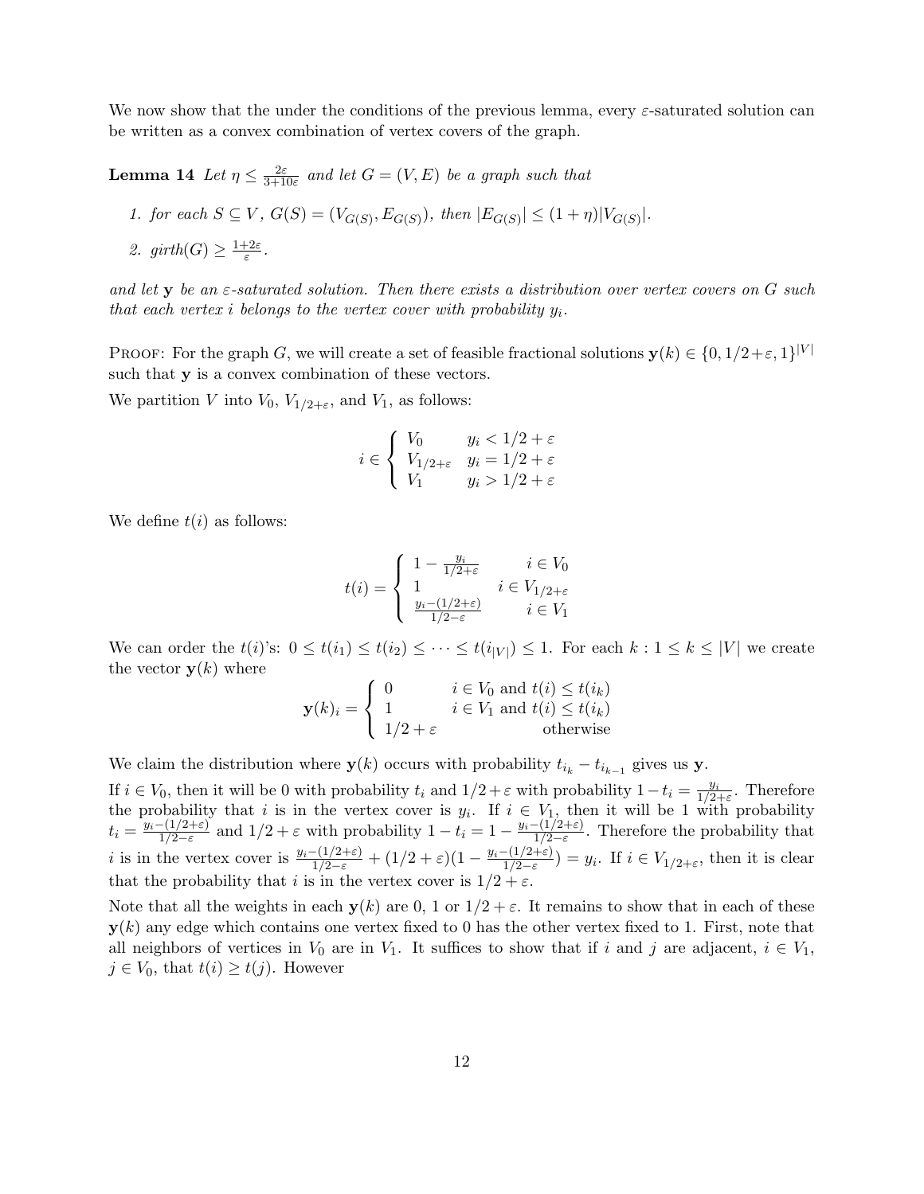We now show that the under the conditions of the previous lemma, every $\varepsilon$-saturated solution can be written as a convex combination of vertex covers of the graph.

**Lemma 14** *Let $\eta \leq \frac{2\varepsilon}{3+10\varepsilon}$ and let $G = (V, E)$ be a graph such that*

1. *for each $S \subseteq V$, $G(S) = (V_{G(S)}, E_{G(S)})$, then $|E_{G(S)}| \leq (1+\eta)|V_{G(S)}|$.*
2. *girth$(G) \geq \frac{1+2\varepsilon}{\varepsilon}$.*

*and let $\mathbf{y}$ be an $\varepsilon$-saturated solution. Then there exists a distribution over vertex covers on $G$ such that each vertex $i$ belongs to the vertex cover with probability $y_i$.*

Proof: For the graph $G$, we will create a set of feasible fractional solutions $\mathbf{y}(k) \in \{0, 1/2+\varepsilon, 1\}^{|V|}$ such that $\mathbf{y}$ is a convex combination of these vectors.

We partition $V$ into $V_0$, $V_{1/2+\varepsilon}$, and $V_1$, as follows:

$$i \in \begin{cases} V_0 & y_i < 1/2+\varepsilon \\ V_{1/2+\varepsilon} & y_i = 1/2+\varepsilon \\ V_1 & y_i > 1/2+\varepsilon \end{cases}$$

We define $t(i)$ as follows:

$$t(i) = \begin{cases} 1 - \frac{y_i}{1/2+\varepsilon} & i \in V_0 \\ 1 & i \in V_{1/2+\varepsilon} \\ \frac{y_i-(1/2+\varepsilon)}{1/2-\varepsilon} & i \in V_1 \end{cases}$$

We can order the $t(i)$'s: $0 \leq t(i_1) \leq t(i_2) \leq \cdots \leq t(i_{|V|}) \leq 1$. For each $k : 1 \leq k \leq |V|$ we create the vector $\mathbf{y}(k)$ where

$$\mathbf{y}(k)_i = \begin{cases} 0 & i \in V_0 \text{ and } t(i) \leq t(i_k) \\ 1 & i \in V_1 \text{ and } t(i) \leq t(i_k) \\ 1/2+\varepsilon & \text{otherwise} \end{cases}$$

We claim the distribution where $\mathbf{y}(k)$ occurs with probability $t_{i_k} - t_{i_{k-1}}$ gives us $\mathbf{y}$.

If $i \in V_0$, then it will be 0 with probability $t_i$ and $1/2+\varepsilon$ with probability $1 - t_i = \frac{y_i}{1/2+\varepsilon}$. Therefore the probability that $i$ is in the vertex cover is $y_i$. If $i \in V_1$, then it will be 1 with probability $t_i = \frac{y_i-(1/2+\varepsilon)}{1/2-\varepsilon}$ and $1/2+\varepsilon$ with probability $1 - t_i = 1 - \frac{y_i-(1/2+\varepsilon)}{1/2-\varepsilon}$. Therefore the probability that $i$ is in the vertex cover is $\frac{y_i-(1/2+\varepsilon)}{1/2-\varepsilon} + (1/2+\varepsilon)(1 - \frac{y_i-(1/2+\varepsilon)}{1/2-\varepsilon}) = y_i$. If $i \in V_{1/2+\varepsilon}$, then it is clear that the probability that $i$ is in the vertex cover is $1/2+\varepsilon$.

Note that all the weights in each $\mathbf{y}(k)$ are 0, 1 or $1/2+\varepsilon$. It remains to show that in each of these $\mathbf{y}(k)$ any edge which contains one vertex fixed to 0 has the other vertex fixed to 1. First, note that all neighbors of vertices in $V_0$ are in $V_1$. It suffices to show that if $i$ and $j$ are adjacent, $i \in V_1$, $j \in V_0$, that $t(i) \geq t(j)$. However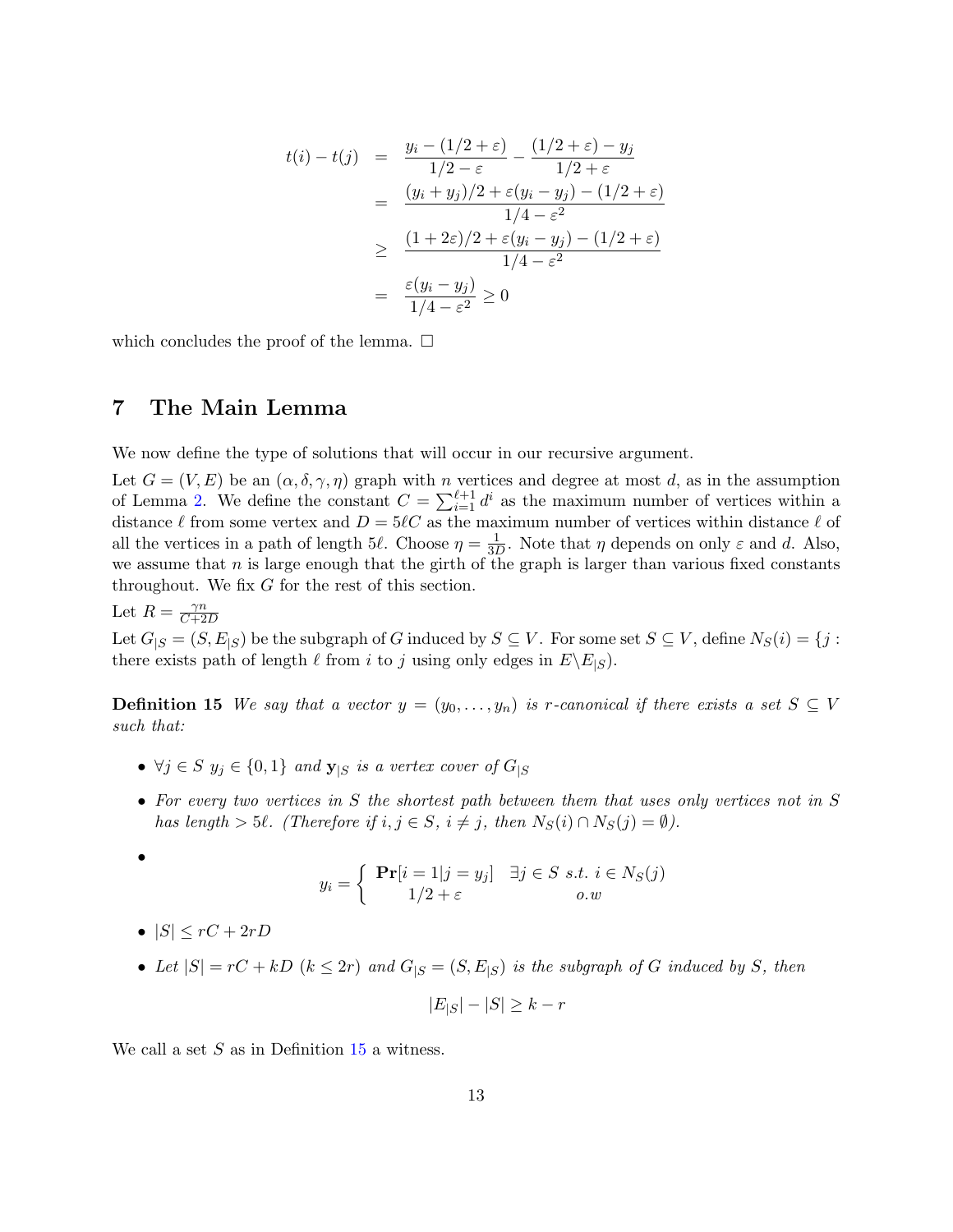$$
\begin{aligned}
t(i) - t(j) &= \frac{y_i - (1/2+\varepsilon)}{1/2-\varepsilon} - \frac{(1/2+\varepsilon) - y_j}{1/2+\varepsilon} \\
&= \frac{(y_i + y_j)/2 + \varepsilon(y_i - y_j) - (1/2+\varepsilon)}{1/4 - \varepsilon^2} \\
&\geq \frac{(1+2\varepsilon)/2 + \varepsilon(y_i - y_j) - (1/2+\varepsilon)}{1/4 - \varepsilon^2} \\
&= \frac{\varepsilon(y_i - y_j)}{1/4 - \varepsilon^2} \geq 0
\end{aligned}
$$

which concludes the proof of the lemma. □

# 7 The Main Lemma

We now define the type of solutions that will occur in our recursive argument.

Let $G = (V, E)$ be an $(\alpha, \delta, \gamma, \eta)$ graph with $n$ vertices and degree at most $d$, as in the assumption of Lemma 2. We define the constant $C = \sum_{i=1}^{\ell+1} d^i$ as the maximum number of vertices within a distance $\ell$ from some vertex and $D = 5\ell C$ as the maximum number of vertices within distance $\ell$ of all the vertices in a path of length $5\ell$. Choose $\eta = \frac{1}{3D}$. Note that $\eta$ depends on only $\varepsilon$ and $d$. Also, we assume that $n$ is large enough that the girth of the graph is larger than various fixed constants throughout. We fix $G$ for the rest of this section.

Let $R = \frac{\gamma n}{C+2D}$

Let $G_{|S} = (S, E_{|S})$ be the subgraph of $G$ induced by $S \subseteq V$. For some set $S \subseteq V$, define $N_S(i) = \{j :$ there exists path of length $\ell$ from $i$ to $j$ using only edges in $E \backslash E_{|S})$.

**Definition 15** *We say that a vector $y = (y_0, \ldots, y_n)$ is $r$-canonical if there exists a set $S \subseteq V$ such that:*

- *$\forall j \in S$ $y_j \in \{0, 1\}$ and $\mathbf{y}_{|S}$ is a vertex cover of $G_{|S}$*
- *For every two vertices in $S$ the shortest path between them that uses only vertices not in $S$ has length $> 5\ell$. (Therefore if $i, j \in S$, $i \neq j$, then $N_S(i) \cap N_S(j) = \emptyset$).*
- $$y_i = \begin{cases} \mathbf{Pr}[i = 1 | j = y_j] & \exists j \in S \text{ s.t. } i \in N_S(j) \\ 1/2 + \varepsilon & o.w \end{cases}$$
- *$|S| \leq rC + 2rD$*
- *Let $|S| = rC + kD$ ($k \leq 2r$) and $G_{|S} = (S, E_{|S})$ is the subgraph of $G$ induced by $S$, then*

$$|E_{|S}| - |S| \geq k - r$$

We call a set $S$ as in Definition 15 a witness.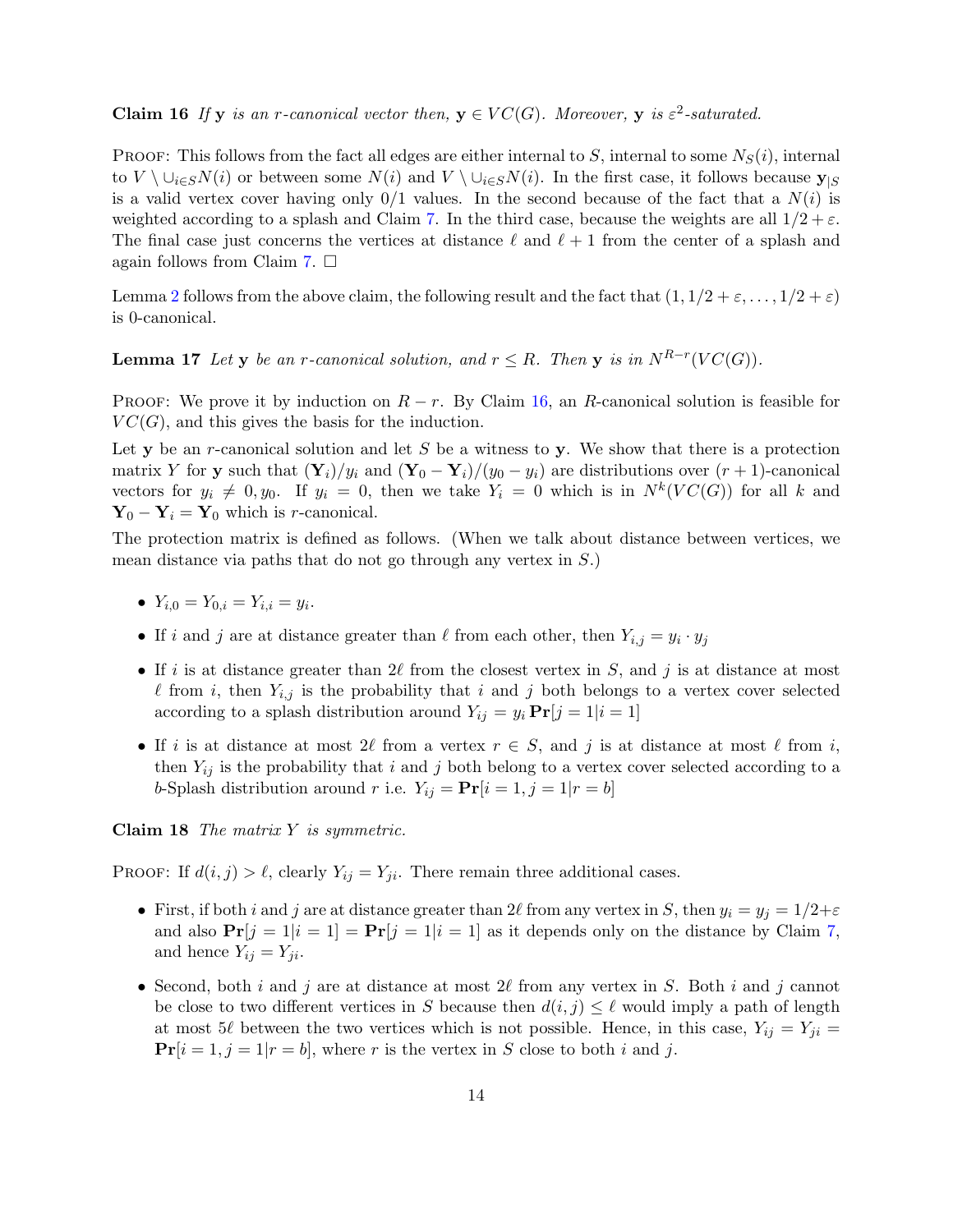**Claim 16** *If* $\mathbf{y}$ *is an* $r$*-canonical vector then,* $\mathbf{y} \in VC(G)$*. Moreover,* $\mathbf{y}$ *is* $\varepsilon^2$*-saturated.*

Proof: This follows from the fact all edges are either internal to $S$, internal to some $N_S(i)$, internal to $V \setminus \cup_{i \in S} N(i)$ or between some $N(i)$ and $V \setminus \cup_{i \in S} N(i)$. In the first case, it follows because $\mathbf{y}_{|S}$ is a valid vertex cover having only 0/1 values. In the second because of the fact that a $N(i)$ is weighted according to a splash and Claim 7. In the third case, because the weights are all $1/2 + \varepsilon$. The final case just concerns the vertices at distance $\ell$ and $\ell + 1$ from the center of a splash and again follows from Claim 7. □

Lemma 2 follows from the above claim, the following result and the fact that $(1, 1/2 + \varepsilon, \ldots, 1/2 + \varepsilon)$ is 0-canonical.

**Lemma 17** *Let* $\mathbf{y}$ *be an* $r$*-canonical solution, and* $r \leq R$*. Then* $\mathbf{y}$ *is in* $N^{R-r}(VC(G))$*.*

Proof: We prove it by induction on $R - r$. By Claim 16, an $R$-canonical solution is feasible for $VC(G)$, and this gives the basis for the induction.

Let $\mathbf{y}$ be an $r$-canonical solution and let $S$ be a witness to $\mathbf{y}$. We show that there is a protection matrix $Y$ for $\mathbf{y}$ such that $(\mathbf{Y}_i)/y_i$ and $(\mathbf{Y}_0 - \mathbf{Y}_i)/(y_0 - y_i)$ are distributions over $(r+1)$-canonical vectors for $y_i \neq 0, y_0$. If $y_i = 0$, then we take $Y_i = 0$ which is in $N^k(VC(G))$ for all $k$ and $\mathbf{Y}_0 - \mathbf{Y}_i = \mathbf{Y}_0$ which is $r$-canonical.

The protection matrix is defined as follows. (When we talk about distance between vertices, we mean distance via paths that do not go through any vertex in $S$.)

- $Y_{i,0} = Y_{0,i} = Y_{i,i} = y_i$.
- If $i$ and $j$ are at distance greater than $\ell$ from each other, then $Y_{i,j} = y_i \cdot y_j$
- If $i$ is at distance greater than $2\ell$ from the closest vertex in $S$, and $j$ is at distance at most $\ell$ from $i$, then $Y_{i,j}$ is the probability that $i$ and $j$ both belongs to a vertex cover selected according to a splash distribution around $Y_{ij} = y_i \, \mathbf{Pr}[j = 1 | i = 1]$
- If $i$ is at distance at most $2\ell$ from a vertex $r \in S$, and $j$ is at distance at most $\ell$ from $i$, then $Y_{ij}$ is the probability that $i$ and $j$ both belong to a vertex cover selected according to a $b$-Splash distribution around $r$ i.e. $Y_{ij} = \mathbf{Pr}[i = 1, j = 1 | r = b]$

**Claim 18** *The matrix* $Y$ *is symmetric.*

Proof: If $d(i,j) > \ell$, clearly $Y_{ij} = Y_{ji}$. There remain three additional cases.

- First, if both $i$ and $j$ are at distance greater than $2\ell$ from any vertex in $S$, then $y_i = y_j = 1/2 + \varepsilon$ and also $\mathbf{Pr}[j = 1 | i = 1] = \mathbf{Pr}[j = 1 | i = 1]$ as it depends only on the distance by Claim 7, and hence $Y_{ij} = Y_{ji}$.
- Second, both $i$ and $j$ are at distance at most $2\ell$ from any vertex in $S$. Both $i$ and $j$ cannot be close to two different vertices in $S$ because then $d(i,j) \leq \ell$ would imply a path of length at most $5\ell$ between the two vertices which is not possible. Hence, in this case, $Y_{ij} = Y_{ji} = \mathbf{Pr}[i = 1, j = 1 | r = b]$, where $r$ is the vertex in $S$ close to both $i$ and $j$.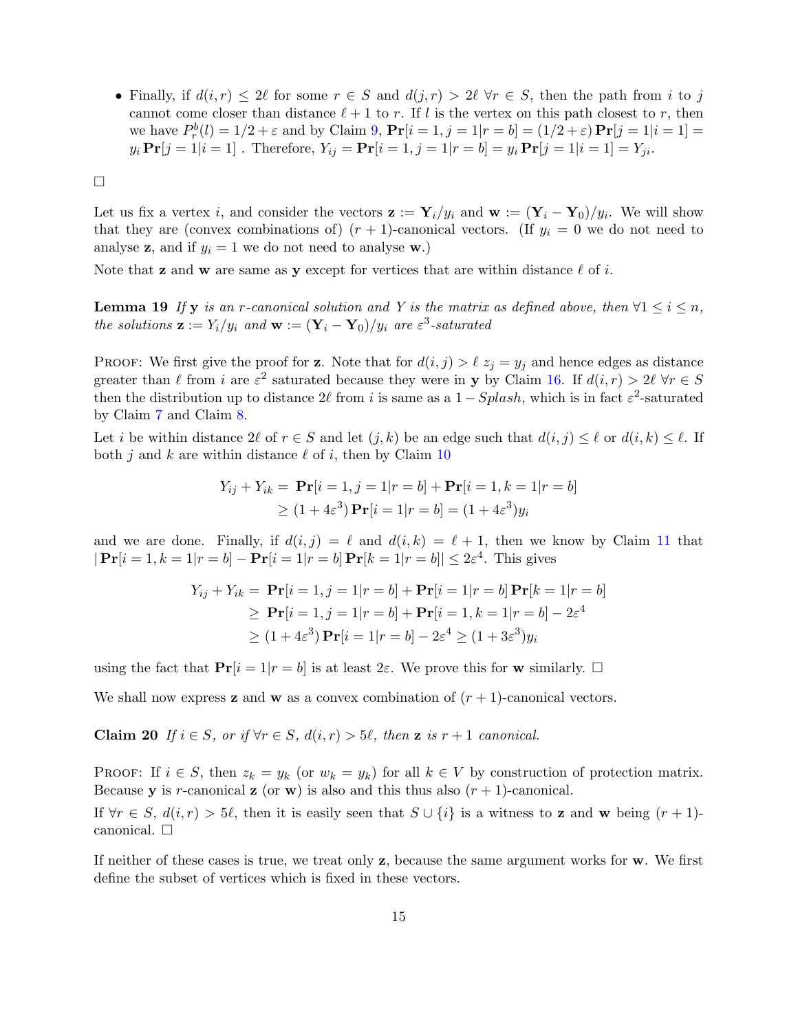- Finally, if $d(i,r) \le 2\ell$ for some $r \in S$ and $d(j,r) > 2\ell \ \forall r \in S$, then the path from $i$ to $j$ cannot come closer than distance $\ell+1$ to $r$. If $l$ is the vertex on this path closest to $r$, then we have $P^b_r(l) = 1/2+\varepsilon$ and by Claim 9, $\mathbf{Pr}[i=1, j=1|r=b] = (1/2+\varepsilon)\,\mathbf{Pr}[j=1|i=1] = y_i\,\mathbf{Pr}[j=1|i=1]$ . Therefore, $Y_{ij} = \mathbf{Pr}[i=1,j=1|r=b] = y_i\,\mathbf{Pr}[j=1|i=1] = Y_{ji}$.

□

Let us fix a vertex $i$, and consider the vectors $\mathbf{z} := \mathbf{Y}_i/y_i$ and $\mathbf{w} := (\mathbf{Y}_i - \mathbf{Y}_0)/y_i$. We will show that they are (convex combinations of) $(r+1)$-canonical vectors. (If $y_i = 0$ we do not need to analyse $\mathbf{z}$, and if $y_i = 1$ we do not need to analyse $\mathbf{w}$.)

Note that $\mathbf{z}$ and $\mathbf{w}$ are same as $\mathbf{y}$ except for vertices that are within distance $\ell$ of $i$.

**Lemma 19** *If* $\mathbf{y}$ *is an* $r$*-canonical solution and* $Y$ *is the matrix as defined above, then* $\forall 1 \le i \le n$*, the solutions* $\mathbf{z} := Y_i/y_i$ *and* $\mathbf{w} := (\mathbf{Y}_i - \mathbf{Y}_0)/y_i$ *are* $\varepsilon^3$*-saturated*

PROOF: We first give the proof for $\mathbf{z}$. Note that for $d(i,j) > \ell$ $z_j = y_j$ and hence edges as distance greater than $\ell$ from $i$ are $\varepsilon^2$ saturated because they were in $\mathbf{y}$ by Claim 16. If $d(i,r) > 2\ell \ \forall r \in S$ then the distribution up to distance $2\ell$ from $i$ is same as a $1-Splash$, which is in fact $\varepsilon^2$-saturated by Claim 7 and Claim 8.

Let $i$ be within distance $2\ell$ of $r \in S$ and let $(j,k)$ be an edge such that $d(i,j) \le \ell$ or $d(i,k) \le \ell$. If both $j$ and $k$ are within distance $\ell$ of $i$, then by Claim 10

$$
\begin{aligned}
Y_{ij} + Y_{ik} = {} & \mathbf{Pr}[i=1, j=1|r=b] + \mathbf{Pr}[i=1,k=1|r=b] \\
\ge {} & (1+4\varepsilon^3)\,\mathbf{Pr}[i=1|r=b] = (1+4\varepsilon^3)y_i
\end{aligned}
$$

and we are done. Finally, if $d(i,j) = \ell$ and $d(i,k) = \ell+1$, then we know by Claim 11 that $|\,\mathbf{Pr}[i=1,k=1|r=b] - \mathbf{Pr}[i=1|r=b]\,\mathbf{Pr}[k=1|r=b]| \le 2\varepsilon^4$. This gives

$$
\begin{aligned}
Y_{ij} + Y_{ik} = {} & \mathbf{Pr}[i=1,j=1|r=b] + \mathbf{Pr}[i=1|r=b]\,\mathbf{Pr}[k=1|r=b] \\
\ge {} & \mathbf{Pr}[i=1,j=1|r=b] + \mathbf{Pr}[i=1,k=1|r=b] - 2\varepsilon^4 \\
\ge {} & (1+4\varepsilon^3)\,\mathbf{Pr}[i=1|r=b] - 2\varepsilon^4 \ge (1+3\varepsilon^3)y_i
\end{aligned}
$$

using the fact that $\mathbf{Pr}[i=1|r=b]$ is at least $2\varepsilon$. We prove this for $\mathbf{w}$ similarly. □

We shall now express $\mathbf{z}$ and $\mathbf{w}$ as a convex combination of $(r+1)$-canonical vectors.

**Claim 20** *If* $i \in S$*, or if* $\forall r \in S$*,* $d(i,r) > 5\ell$*, then* $\mathbf{z}$ *is* $r+1$ *canonical.*

PROOF: If $i \in S$, then $z_k = y_k$ (or $w_k = y_k$) for all $k \in V$ by construction of protection matrix. Because $\mathbf{y}$ is $r$-canonical $\mathbf{z}$ (or $\mathbf{w}$) is also and this thus also $(r+1)$-canonical.

If $\forall r \in S$, $d(i,r) > 5\ell$, then it is easily seen that $S \cup \{i\}$ is a witness to $\mathbf{z}$ and $\mathbf{w}$ being $(r+1)$-canonical. □

If neither of these cases is true, we treat only $\mathbf{z}$, because the same argument works for $\mathbf{w}$. We first define the subset of vertices which is fixed in these vectors.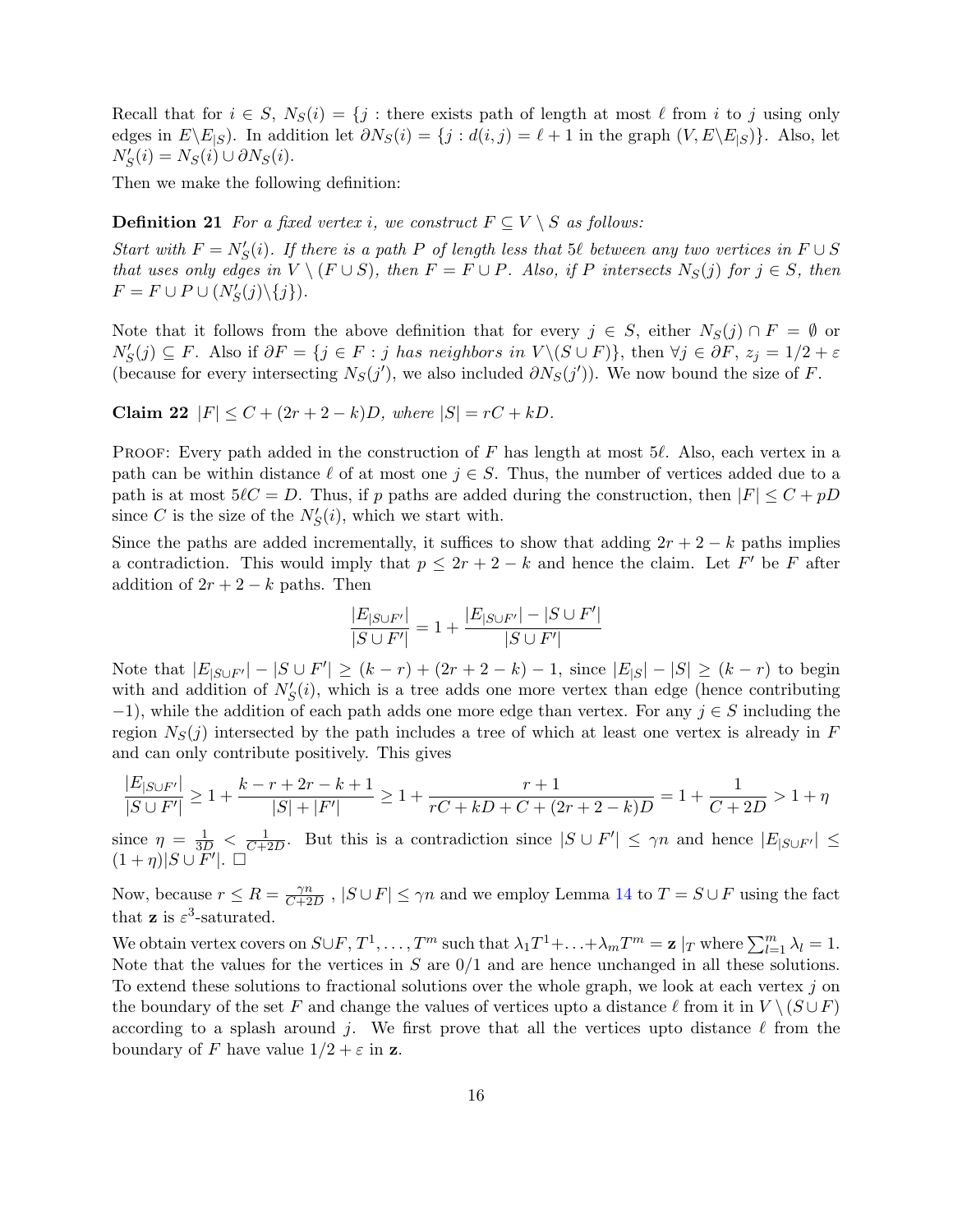Recall that for $i \in S$, $N_S(i) = \{j$ : there exists path of length at most $\ell$ from $i$ to $j$ using only edges in $E \backslash E_{|S}$). In addition let $\partial N_S(i) = \{j : d(i,j) = \ell + 1$ in the graph $(V, E \backslash E_{|S})\}$. Also, let $N'_S(i) = N_S(i) \cup \partial N_S(i)$.

Then we make the following definition:

**Definition 21** *For a fixed vertex $i$, we construct $F \subseteq V \setminus S$ as follows:*
*Start with $F = N'_S(i)$. If there is a path $P$ of length less that $5\ell$ between any two vertices in $F \cup S$ that uses only edges in $V \setminus (F \cup S)$, then $F = F \cup P$. Also, if $P$ intersects $N_S(j)$ for $j \in S$, then $F = F \cup P \cup (N'_S(j) \backslash \{j\})$.*

Note that it follows from the above definition that for every $j \in S$, either $N_S(j) \cap F = \emptyset$ or $N'_S(j) \subseteq F$. Also if $\partial F = \{j \in F : j$ *has neighbors in* $V \backslash (S \cup F)\}$, then $\forall j \in \partial F$, $z_j = 1/2 + \varepsilon$ (because for every intersecting $N_S(j')$, we also included $\partial N_S(j')$). We now bound the size of $F$.

**Claim 22** *$|F| \leq C + (2r + 2 - k)D$, where $|S| = rC + kD$.*

Proof: Every path added in the construction of $F$ has length at most $5\ell$. Also, each vertex in a path can be within distance $\ell$ of at most one $j \in S$. Thus, the number of vertices added due to a path is at most $5\ell C = D$. Thus, if $p$ paths are added during the construction, then $|F| \leq C + pD$ since $C$ is the size of the $N'_S(i)$, which we start with.

Since the paths are added incrementally, it suffices to show that adding $2r + 2 - k$ paths implies a contradiction. This would imply that $p \leq 2r + 2 - k$ and hence the claim. Let $F'$ be $F$ after addition of $2r + 2 - k$ paths. Then

$$\frac{|E_{|S \cup F'}|}{|S \cup F'|} = 1 + \frac{|E_{|S \cup F'}| - |S \cup F'|}{|S \cup F'|}$$

Note that $|E_{|S \cup F'}| - |S \cup F'| \geq (k - r) + (2r + 2 - k) - 1$, since $|E_{|S}| - |S| \geq (k - r)$ to begin with and addition of $N'_S(i)$, which is a tree adds one more vertex than edge (hence contributing $-1$), while the addition of each path adds one more edge than vertex. For any $j \in S$ including the region $N_S(j)$ intersected by the path includes a tree of which at least one vertex is already in $F$ and can only contribute positively. This gives

$$\frac{|E_{|S \cup F'}|}{|S \cup F'|} \geq 1 + \frac{k - r + 2r - k + 1}{|S| + |F'|} \geq 1 + \frac{r + 1}{rC + kD + C + (2r + 2 - k)D} = 1 + \frac{1}{C + 2D} > 1 + \eta$$

since $\eta = \frac{1}{3D} < \frac{1}{C+2D}$. But this is a contradiction since $|S \cup F'| \leq \gamma n$ and hence $|E_{|S \cup F'}| \leq (1 + \eta)|S \cup F'|$. $\square$

Now, because $r \leq R = \frac{\gamma n}{C+2D}$ , $|S \cup F| \leq \gamma n$ and we employ Lemma 14 to $T = S \cup F$ using the fact that $\mathbf{z}$ is $\varepsilon^3$-saturated.

We obtain vertex covers on $S \cup F$, $T^1, \ldots, T^m$ such that $\lambda_1 T^1 + \ldots + \lambda_m T^m = \mathbf{z} \mid_T$ where $\sum_{l=1}^{m} \lambda_l = 1$. Note that the values for the vertices in $S$ are $0/1$ and are hence unchanged in all these solutions. To extend these solutions to fractional solutions over the whole graph, we look at each vertex $j$ on the boundary of the set $F$ and change the values of vertices upto a distance $\ell$ from it in $V \setminus (S \cup F)$ according to a splash around $j$. We first prove that all the vertices upto distance $\ell$ from the boundary of $F$ have value $1/2 + \varepsilon$ in $\mathbf{z}$.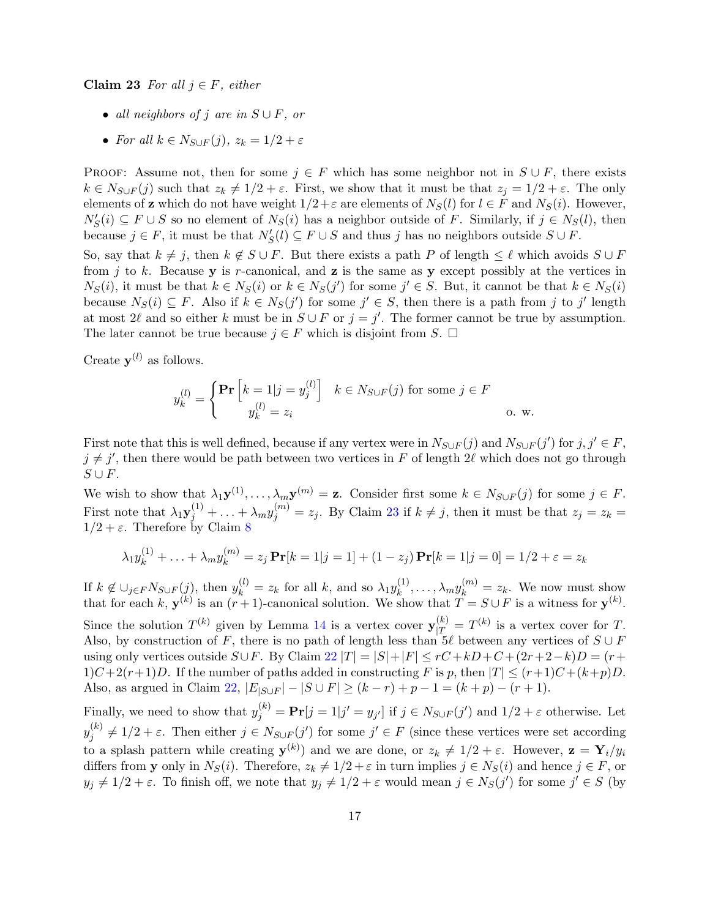**Claim 23** *For all $j \in F$, either*

- *all neighbors of $j$ are in $S \cup F$, or*
- *For all $k \in N_{S \cup F}(j)$, $z_k = 1/2 + \varepsilon$*

Proof: Assume not, then for some $j \in F$ which has some neighbor not in $S \cup F$, there exists $k \in N_{S\cup F}(j)$ such that $z_k \neq 1/2 + \varepsilon$. First, we show that it must be that $z_j = 1/2 + \varepsilon$. The only elements of $\mathbf{z}$ which do not have weight $1/2+\varepsilon$ are elements of $N_S(l)$ for $l \in F$ and $N_S(i)$. However, $N'_S(i) \subseteq F \cup S$ so no element of $N_S(i)$ has a neighbor outside of $F$. Similarly, if $j \in N_S(l)$, then because $j \in F$, it must be that $N'_S(l) \subseteq F \cup S$ and thus $j$ has no neighbors outside $S \cup F$.

So, say that $k \neq j$, then $k \notin S \cup F$. But there exists a path $P$ of length $\leq \ell$ which avoids $S \cup F$ from $j$ to $k$. Because $\mathbf{y}$ is $r$-canonical, and $\mathbf{z}$ is the same as $\mathbf{y}$ except possibly at the vertices in $N_S(i)$, it must be that $k \in N_S(i)$ or $k \in N_S(j')$ for some $j' \in S$. But, it cannot be that $k \in N_S(i)$ because $N_S(i) \subseteq F$. Also if $k \in N_S(j')$ for some $j' \in S$, then there is a path from $j$ to $j'$ length at most $2\ell$ and so either $k$ must be in $S \cup F$ or $j = j'$. The former cannot be true by assumption. The later cannot be true because $j \in F$ which is disjoint from $S$. $\square$

Create $\mathbf{y}^{(l)}$ as follows.

$$y_k^{(l)} = \begin{cases} \mathbf{Pr}\left[k = 1 | j = y_j^{(l)}\right] & k \in N_{S\cup F}(j) \text{ for some } j \in F \\ y_k^{(l)} = z_i & \text{o. w.} \end{cases}$$

First note that this is well defined, because if any vertex were in $N_{S\cup F}(j)$ and $N_{S \cup F}(j')$ for $j, j' \in F$, $j \neq j'$, then there would be path between two vertices in $F$ of length $2\ell$ which does not go through $S \cup F$.

We wish to show that $\lambda_1 \mathbf{y}^{(1)}, \ldots, \lambda_m \mathbf{y}^{(m)} = \mathbf{z}$. Consider first some $k \in N_{S\cup F}(j)$ for some $j \in F$. First note that $\lambda_1 \mathbf{y}_j^{(1)} + \ldots + \lambda_m y_j^{(m)} = z_j$. By Claim 23 if $k \neq j$, then it must be that $z_j = z_k = 1/2 + \varepsilon$. Therefore by Claim 8

$$\lambda_1 y_k^{(1)} + \ldots + \lambda_m y_k^{(m)} = z_j \, \mathbf{Pr}[k = 1 | j = 1] + (1 - z_j)\, \mathbf{Pr}[k = 1 | j = 0] = 1/2 + \varepsilon = z_k$$

If $k \notin \cup_{j \in F} N_{S\cup F}(j)$, then $y_k^{(l)} = z_k$ for all $k$, and so $\lambda_1 y_k^{(1)}, \ldots, \lambda_m y_k^{(m)} = z_k$. We now must show that for each $k$, $\mathbf{y}^{(k)}$ is an $(r+1)$-canonical solution. We show that $T = S \cup F$ is a witness for $\mathbf{y}^{(k)}$. Since the solution $T^{(k)}$ given by Lemma 14 is a vertex cover $\mathbf{y}_{|T}^{(k)} = T^{(k)}$ is a vertex cover for $T$. Also, by construction of $F$, there is no path of length less than $5\ell$ between any vertices of $S \cup F$ using only vertices outside $S \cup F$. By Claim 22 $|T| = |S| + |F| \leq rC + kD + C + (2r + 2 - k)D = (r+1)C + 2(r+1)D$. If the number of paths added in constructing $F$ is $p$, then $|T| \leq (r+1)C + (k+p)D$. Also, as argued in Claim 22, $|E_{|S\cup F}| - |S \cup F| \geq (k - r) + p - 1 = (k + p) - (r + 1)$.

Finally, we need to show that $y_j^{(k)} = \mathbf{Pr}[j = 1 | j' = y_{j'}]$ if $j \in N_{S\cup F}(j')$ and $1/2 + \varepsilon$ otherwise. Let $y_j^{(k)} \neq 1/2 + \varepsilon$. Then either $j \in N_{S\cup F}(j')$ for some $j' \in F$ (since these vertices were set according to a splash pattern while creating $\mathbf{y}^{(k)}$) and we are done, or $z_k \neq 1/2 + \varepsilon$. However, $\mathbf{z} = \mathbf{Y}_i / y_i$ differs from $\mathbf{y}$ only in $N_S(i)$. Therefore, $z_k \neq 1/2 + \varepsilon$ in turn implies $j \in N_S(i)$ and hence $j \in F$, or $y_j \neq 1/2 + \varepsilon$. To finish off, we note that $y_j \neq 1/2 + \varepsilon$ would mean $j \in N_S(j')$ for some $j' \in S$ (by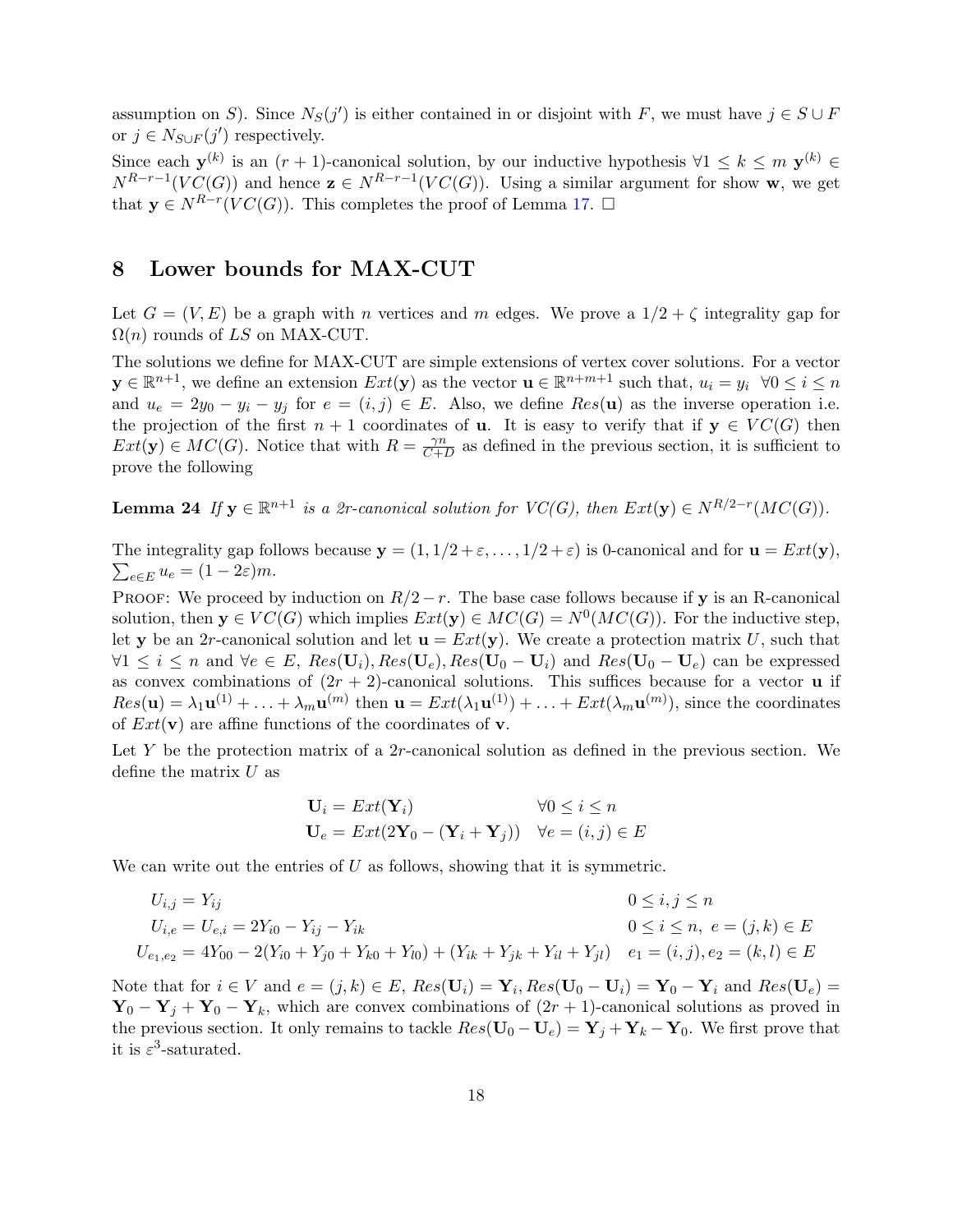assumption on $S$). Since $N_S(j')$ is either contained in or disjoint with $F$, we must have $j \in S \cup F$ or $j \in N_{S \cup F}(j')$ respectively.

Since each $\mathbf{y}^{(k)}$ is an $(r+1)$-canonical solution, by our inductive hypothesis $\forall 1 \leq k \leq m$ $\mathbf{y}^{(k)} \in N^{R-r-1}(VC(G))$ and hence $\mathbf{z} \in N^{R-r-1}(VC(G))$. Using a similar argument for show $\mathbf{w}$, we get that $\mathbf{y} \in N^{R-r}(VC(G))$. This completes the proof of Lemma 17. $\square$

# 8 Lower bounds for MAX-CUT

Let $G = (V, E)$ be a graph with $n$ vertices and $m$ edges. We prove a $1/2 + \zeta$ integrality gap for $\Omega(n)$ rounds of $LS$ on MAX-CUT.

The solutions we define for MAX-CUT are simple extensions of vertex cover solutions. For a vector $\mathbf{y} \in \mathbb{R}^{n+1}$, we define an extension $Ext(\mathbf{y})$ as the vector $\mathbf{u} \in \mathbb{R}^{n+m+1}$ such that, $u_i = y_i \ \ \forall 0 \leq i \leq n$ and $u_e = 2y_0 - y_i - y_j$ for $e = (i,j) \in E$. Also, we define $Res(\mathbf{u})$ as the inverse operation i.e. the projection of the first $n+1$ coordinates of $\mathbf{u}$. It is easy to verify that if $\mathbf{y} \in VC(G)$ then $Ext(\mathbf{y}) \in MC(G)$. Notice that with $R = \frac{\gamma n}{C+D}$ as defined in the previous section, it is sufficient to prove the following

**Lemma 24** *If $\mathbf{y} \in \mathbb{R}^{n+1}$ is a 2r-canonical solution for $VC(G)$, then $Ext(\mathbf{y}) \in N^{R/2-r}(MC(G))$.*

The integrality gap follows because $\mathbf{y} = (1, 1/2+\varepsilon, \ldots, 1/2+\varepsilon)$ is 0-canonical and for $\mathbf{u} = Ext(\mathbf{y})$, $\sum_{e \in E} u_e = (1-2\varepsilon)m$.

Proof: We proceed by induction on $R/2 - r$. The base case follows because if $\mathbf{y}$ is an R-canonical solution, then $\mathbf{y} \in VC(G)$ which implies $Ext(\mathbf{y}) \in MC(G) = N^0(MC(G))$. For the inductive step, let $\mathbf{y}$ be an $2r$-canonical solution and let $\mathbf{u} = Ext(\mathbf{y})$. We create a protection matrix $U$, such that $\forall 1 \leq i \leq n$ and $\forall e \in E$, $Res(\mathbf{U}_i), Res(\mathbf{U}_e), Res(\mathbf{U}_0 - \mathbf{U}_i)$ and $Res(\mathbf{U}_0 - \mathbf{U}_e)$ can be expressed as convex combinations of $(2r+2)$-canonical solutions. This suffices because for a vector $\mathbf{u}$ if $Res(\mathbf{u}) = \lambda_1 \mathbf{u}^{(1)} + \ldots + \lambda_m \mathbf{u}^{(m)}$ then $\mathbf{u} = Ext(\lambda_1 \mathbf{u}^{(1)}) + \ldots + Ext(\lambda_m \mathbf{u}^{(m)})$, since the coordinates of $Ext(\mathbf{v})$ are affine functions of the coordinates of $\mathbf{v}$.

Let $Y$ be the protection matrix of a $2r$-canonical solution as defined in the previous section. We define the matrix $U$ as

$$
\begin{aligned}
\mathbf{U}_i &= Ext(\mathbf{Y}_i) & \forall 0 \leq i \leq n \\
\mathbf{U}_e &= Ext(2\mathbf{Y}_0 - (\mathbf{Y}_i + \mathbf{Y}_j)) & \forall e = (i,j) \in E
\end{aligned}
$$

We can write out the entries of $U$ as follows, showing that it is symmetric.

$$
\begin{aligned}
U_{i,j} &= Y_{ij} & 0 \leq i,j \leq n \\
U_{i,e} &= U_{e,i} = 2Y_{i0} - Y_{ij} - Y_{ik} & 0 \leq i \leq n, \ e = (j,k) \in E \\
U_{e_1,e_2} &= 4Y_{00} - 2(Y_{i0} + Y_{j0} + Y_{k0} + Y_{l0}) + (Y_{ik} + Y_{jk} + Y_{il} + Y_{jl}) & e_1 = (i,j), e_2 = (k,l) \in E
\end{aligned}
$$

Note that for $i \in V$ and $e = (j,k) \in E$, $Res(\mathbf{U}_i) = \mathbf{Y}_i$, $Res(\mathbf{U}_0 - \mathbf{U}_i) = \mathbf{Y}_0 - \mathbf{Y}_i$ and $Res(\mathbf{U}_e) = \mathbf{Y}_0 - \mathbf{Y}_j + \mathbf{Y}_0 - \mathbf{Y}_k$, which are convex combinations of $(2r+1)$-canonical solutions as proved in the previous section. It only remains to tackle $Res(\mathbf{U}_0 - \mathbf{U}_e) = \mathbf{Y}_j + \mathbf{Y}_k - \mathbf{Y}_0$. We first prove that it is $\varepsilon^3$-saturated.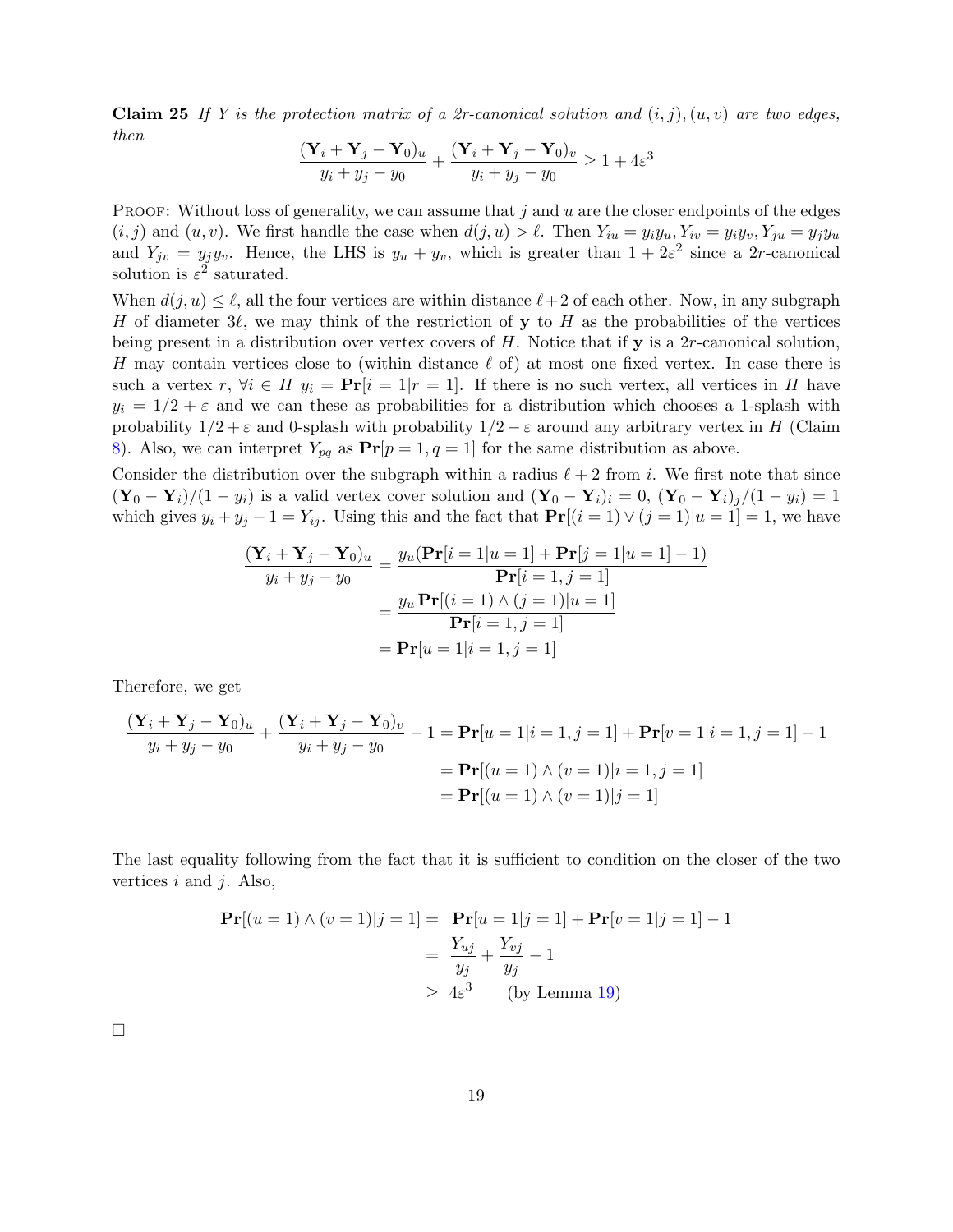**Claim 25** *If $Y$ is the protection matrix of a $2r$-canonical solution and $(i,j),(u,v)$ are two edges, then*

$$\frac{(\mathbf{Y}_i + \mathbf{Y}_j - \mathbf{Y}_0)_u}{y_i + y_j - y_0} + \frac{(\mathbf{Y}_i + \mathbf{Y}_j - \mathbf{Y}_0)_v}{y_i + y_j - y_0} \geq 1 + 4\varepsilon^3$$

Proof: Without loss of generality, we can assume that $j$ and $u$ are the closer endpoints of the edges $(i,j)$ and $(u,v)$. We first handle the case when $d(j,u) > \ell$. Then $Y_{iu} = y_i y_u, Y_{iv} = y_i y_v, Y_{ju} = y_j y_u$ and $Y_{jv} = y_j y_v$. Hence, the LHS is $y_u + y_v$, which is greater than $1 + 2\varepsilon^2$ since a $2r$-canonical solution is $\varepsilon^2$ saturated.

When $d(j,u) \leq \ell$, all the four vertices are within distance $\ell + 2$ of each other. Now, in any subgraph $H$ of diameter $3\ell$, we may think of the restriction of $\mathbf{y}$ to $H$ as the probabilities of the vertices being present in a distribution over vertex covers of $H$. Notice that if $\mathbf{y}$ is a $2r$-canonical solution, $H$ may contain vertices close to (within distance $\ell$ of) at most one fixed vertex. In case there is such a vertex $r$, $\forall i \in H$ $y_i = \mathbf{Pr}[i = 1 | r = 1]$. If there is no such vertex, all vertices in $H$ have $y_i = 1/2 + \varepsilon$ and we can these as probabilities for a distribution which chooses a 1-splash with probability $1/2 + \varepsilon$ and 0-splash with probability $1/2 - \varepsilon$ around any arbitrary vertex in $H$ (Claim 8). Also, we can interpret $Y_{pq}$ as $\mathbf{Pr}[p = 1, q = 1]$ for the same distribution as above.

Consider the distribution over the subgraph within a radius $\ell + 2$ from $i$. We first note that since $(\mathbf{Y}_0 - \mathbf{Y}_i)/(1 - y_i)$ is a valid vertex cover solution and $(\mathbf{Y}_0 - \mathbf{Y}_i)_i = 0$, $(\mathbf{Y}_0 - \mathbf{Y}_i)_j/(1 - y_i) = 1$ which gives $y_i + y_j - 1 = Y_{ij}$. Using this and the fact that $\mathbf{Pr}[(i = 1) \vee (j = 1) | u = 1] = 1$, we have

$$\begin{aligned}
\frac{(\mathbf{Y}_i + \mathbf{Y}_j - \mathbf{Y}_0)_u}{y_i + y_j - y_0} &= \frac{y_u(\mathbf{Pr}[i = 1 | u = 1] + \mathbf{Pr}[j = 1 | u = 1] - 1)}{\mathbf{Pr}[i = 1, j = 1]} \\
&= \frac{y_u \mathbf{Pr}[(i = 1) \wedge (j = 1) | u = 1]}{\mathbf{Pr}[i = 1, j = 1]} \\
&= \mathbf{Pr}[u = 1 | i = 1, j = 1]
\end{aligned}$$

Therefore, we get

$$\begin{aligned}
\frac{(\mathbf{Y}_i + \mathbf{Y}_j - \mathbf{Y}_0)_u}{y_i + y_j - y_0} + \frac{(\mathbf{Y}_i + \mathbf{Y}_j - \mathbf{Y}_0)_v}{y_i + y_j - y_0} - 1 &= \mathbf{Pr}[u = 1 | i = 1, j = 1] + \mathbf{Pr}[v = 1 | i = 1, j = 1] - 1 \\
&= \mathbf{Pr}[(u = 1) \wedge (v = 1) | i = 1, j = 1] \\
&= \mathbf{Pr}[(u = 1) \wedge (v = 1) | j = 1]
\end{aligned}$$

The last equality following from the fact that it is sufficient to condition on the closer of the two vertices $i$ and $j$. Also,

$$\begin{aligned}
\mathbf{Pr}[(u = 1) \wedge (v = 1) | j = 1] &= \mathbf{Pr}[u = 1 | j = 1] + \mathbf{Pr}[v = 1 | j = 1] - 1 \\
&= \frac{Y_{uj}}{y_j} + \frac{Y_{vj}}{y_j} - 1 \\
&\geq 4\varepsilon^3 \qquad \text{(by Lemma 19)}
\end{aligned}$$

□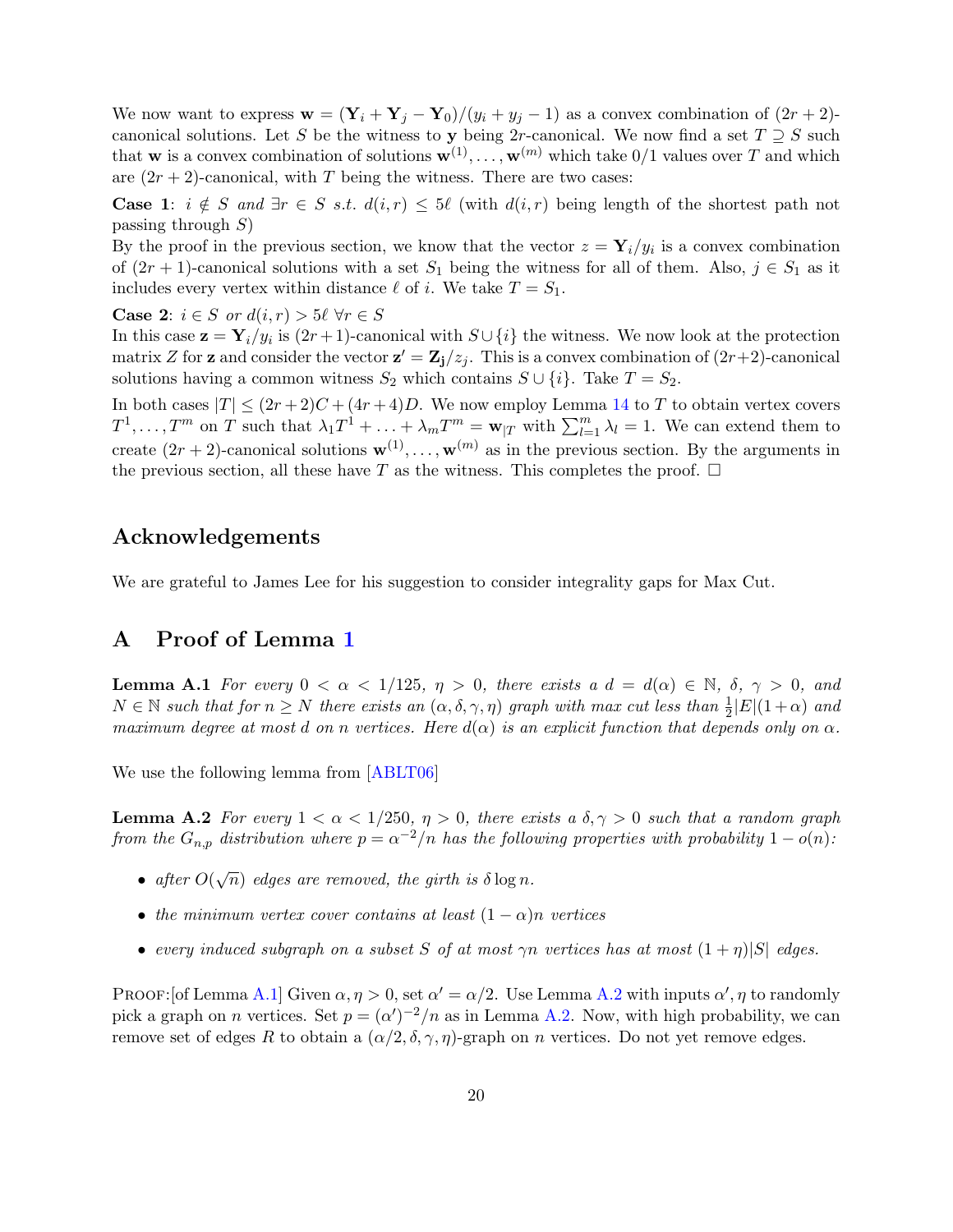We now want to express $\mathbf{w} = (\mathbf{Y}_i + \mathbf{Y}_j - \mathbf{Y}_0)/(y_i + y_j - 1)$ as a convex combination of $(2r+2)$-canonical solutions. Let $S$ be the witness to $\mathbf{y}$ being $2r$-canonical. We now find a set $T \supseteq S$ such that $\mathbf{w}$ is a convex combination of solutions $\mathbf{w}^{(1)}, \ldots, \mathbf{w}^{(m)}$ which take 0/1 values over $T$ and which are $(2r+2)$-canonical, with $T$ being the witness. There are two cases:

**Case 1**: *$i \notin S$ and $\exists r \in S$ s.t. $d(i,r) \leq 5\ell$* (with $d(i,r)$ being length of the shortest path not passing through $S$)
By the proof in the previous section, we know that the vector $z = \mathbf{Y}_i/y_i$ is a convex combination of $(2r+1)$-canonical solutions with a set $S_1$ being the witness for all of them. Also, $j \in S_1$ as it includes every vertex within distance $\ell$ of $i$. We take $T = S_1$.

**Case 2**: *$i \in S$ or $d(i,r) > 5\ell$ $\forall r \in S$*
In this case $\mathbf{z} = \mathbf{Y}_i/y_i$ is $(2r+1)$-canonical with $S \cup \{i\}$ the witness. We now look at the protection matrix $Z$ for $\mathbf{z}$ and consider the vector $\mathbf{z}' = \mathbf{Z_j}/z_j$. This is a convex combination of $(2r+2)$-canonical solutions having a common witness $S_2$ which contains $S \cup \{i\}$. Take $T = S_2$.

In both cases $|T| \leq (2r+2)C + (4r+4)D$. We now employ Lemma 14 to $T$ to obtain vertex covers $T^1, \ldots, T^m$ on $T$ such that $\lambda_1 T^1 + \ldots + \lambda_m T^m = \mathbf{w}_{|T}$ with $\sum_{l=1}^m \lambda_l = 1$. We can extend them to create $(2r+2)$-canonical solutions $\mathbf{w}^{(1)}, \ldots, \mathbf{w}^{(m)}$ as in the previous section. By the arguments in the previous section, all these have $T$ as the witness. This completes the proof. $\square$

## Acknowledgements

We are grateful to James Lee for his suggestion to consider integrality gaps for Max Cut.

# A Proof of Lemma 1

**Lemma A.1** *For every $0 < \alpha < 1/125$, $\eta > 0$, there exists a $d = d(\alpha) \in \mathbb{N}$, $\delta$, $\gamma > 0$, and $N \in \mathbb{N}$ such that for $n \geq N$ there exists an $(\alpha, \delta, \gamma, \eta)$ graph with max cut less than $\frac{1}{2}|E|(1+\alpha)$ and maximum degree at most $d$ on $n$ vertices. Here $d(\alpha)$ is an explicit function that depends only on $\alpha$.*

We use the following lemma from [ABLT06]

**Lemma A.2** *For every $1 < \alpha < 1/250$, $\eta > 0$, there exists a $\delta, \gamma > 0$ such that a random graph from the $G_{n,p}$ distribution where $p = \alpha^{-2}/n$ has the following properties with probability $1 - o(n)$:*

- *after $O(\sqrt{n})$ edges are removed, the girth is $\delta \log n$.*
- *the minimum vertex cover contains at least $(1-\alpha)n$ vertices*
- *every induced subgraph on a subset $S$ of at most $\gamma n$ vertices has at most $(1+\eta)|S|$ edges.*

Proof:[of Lemma A.1] Given $\alpha, \eta > 0$, set $\alpha' = \alpha/2$. Use Lemma A.2 with inputs $\alpha', \eta$ to randomly pick a graph on $n$ vertices. Set $p = (\alpha')^{-2}/n$ as in Lemma A.2. Now, with high probability, we can remove set of edges $R$ to obtain a $(\alpha/2, \delta, \gamma, \eta)$-graph on $n$ vertices. Do not yet remove edges.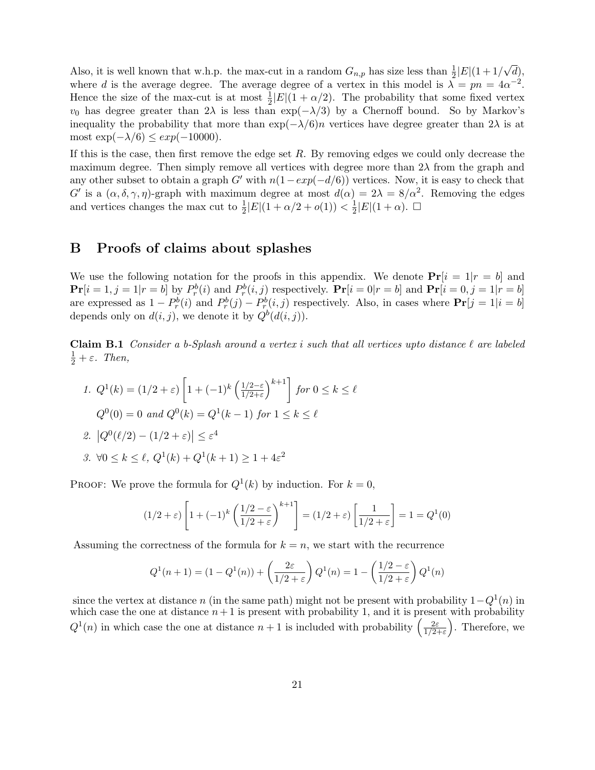Also, it is well known that w.h.p. the max-cut in a random $G_{n,p}$ has size less than $\frac{1}{2}|E|(1+1/\sqrt{d})$, where $d$ is the average degree. The average degree of a vertex in this model is $\lambda = pn = 4\alpha^{-2}$. Hence the size of the max-cut is at most $\frac{1}{2}|E|(1+\alpha/2)$. The probability that some fixed vertex $v_0$ has degree greater than $2\lambda$ is less than $\exp(-\lambda/3)$ by a Chernoff bound. So by Markov's inequality the probability that more than $\exp(-\lambda/6)n$ vertices have degree greater than $2\lambda$ is at most $\exp(-\lambda/6) \leq exp(-10000)$.

If this is the case, then first remove the edge set $R$. By removing edges we could only decrease the maximum degree. Then simply remove all vertices with degree more than $2\lambda$ from the graph and any other subset to obtain a graph $G'$ with $n(1-exp(-d/6))$ vertices. Now, it is easy to check that $G'$ is a $(\alpha, \delta, \gamma, \eta)$-graph with maximum degree at most $d(\alpha) = 2\lambda = 8/\alpha^2$. Removing the edges and vertices changes the max cut to $\frac{1}{2}|E|(1+\alpha/2+o(1)) < \frac{1}{2}|E|(1+\alpha)$. $\square$

## B Proofs of claims about splashes

We use the following notation for the proofs in this appendix. We denote $\mathbf{Pr}[i=1|r=b]$ and $\mathbf{Pr}[i=1, j=1|r=b]$ by $P_r^b(i)$ and $P_r^b(i,j)$ respectively. $\mathbf{Pr}[i=0|r=b]$ and $\mathbf{Pr}[i=0, j=1|r=b]$ are expressed as $1-P_r^b(i)$ and $P_r^b(j) - P_r^b(i,j)$ respectively. Also, in cases where $\mathbf{Pr}[j=1|i=b]$ depends only on $d(i,j)$, we denote it by $Q^b(d(i,j))$.

**Claim B.1** *Consider a $b$-Splash around a vertex $i$ such that all vertices upto distance $\ell$ are labeled $\frac{1}{2}+\varepsilon$. Then,*

1. $Q^1(k) = (1/2+\varepsilon)\left[1+(-1)^k\left(\frac{1/2-\varepsilon}{1/2+\varepsilon}\right)^{k+1}\right]$ *for* $0 \leq k \leq \ell$

   $Q^0(0) = 0$ *and* $Q^0(k) = Q^1(k-1)$ *for* $1 \leq k \leq \ell$

2. $\left|Q^0(\ell/2) - (1/2+\varepsilon)\right| \leq \varepsilon^4$

3. $\forall 0 \leq k \leq \ell$, $Q^1(k) + Q^1(k+1) \geq 1 + 4\varepsilon^2$

Proof: We prove the formula for $Q^1(k)$ by induction. For $k=0$,

$$(1/2+\varepsilon)\left[1+(-1)^k\left(\frac{1/2-\varepsilon}{1/2+\varepsilon}\right)^{k+1}\right] = (1/2+\varepsilon)\left[\frac{1}{1/2+\varepsilon}\right] = 1 = Q^1(0)$$

Assuming the correctness of the formula for $k=n$, we start with the recurrence

$$Q^1(n+1) = (1-Q^1(n)) + \left(\frac{2\varepsilon}{1/2+\varepsilon}\right)Q^1(n) = 1 - \left(\frac{1/2-\varepsilon}{1/2+\varepsilon}\right)Q^1(n)$$

since the vertex at distance $n$ (in the same path) might not be present with probability $1-Q^1(n)$ in which case the one at distance $n+1$ is present with probability 1, and it is present with probability $Q^1(n)$ in which case the one at distance $n+1$ is included with probability $\left(\frac{2\varepsilon}{1/2+\varepsilon}\right)$. Therefore, we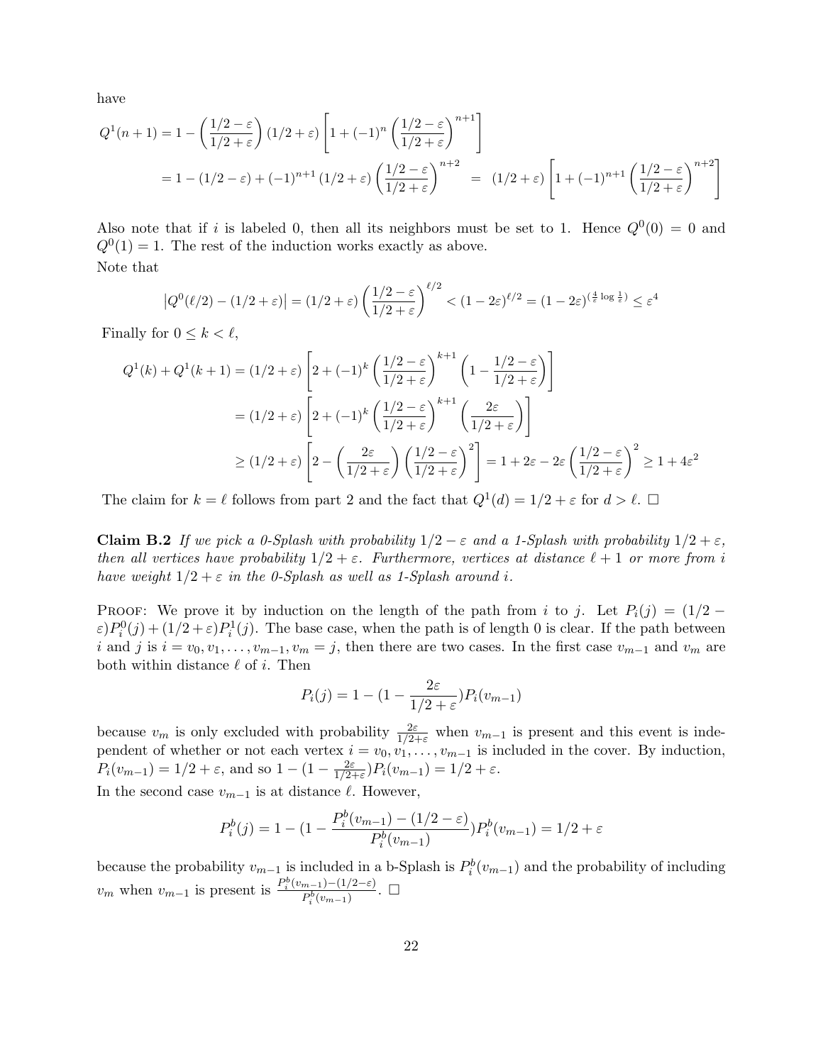have

$$
\begin{aligned}
Q^1(n+1) &= 1 - \left(\frac{1/2-\varepsilon}{1/2+\varepsilon}\right)(1/2+\varepsilon)\left[1+(-1)^n\left(\frac{1/2-\varepsilon}{1/2+\varepsilon}\right)^{n+1}\right] \\
&= 1-(1/2-\varepsilon)+(-1)^{n+1}(1/2+\varepsilon)\left(\frac{1/2-\varepsilon}{1/2+\varepsilon}\right)^{n+2} \quad = \quad (1/2+\varepsilon)\left[1+(-1)^{n+1}\left(\frac{1/2-\varepsilon}{1/2+\varepsilon}\right)^{n+2}\right]
\end{aligned}
$$

Also note that if $i$ is labeled 0, then all its neighbors must be set to 1. Hence $Q^0(0) = 0$ and $Q^0(1) = 1$. The rest of the induction works exactly as above.

Note that

$$
\left|Q^0(\ell/2) - (1/2+\varepsilon)\right| = (1/2+\varepsilon)\left(\frac{1/2-\varepsilon}{1/2+\varepsilon}\right)^{\ell/2} < (1-2\varepsilon)^{\ell/2} = (1-2\varepsilon)^{(\frac{4}{\varepsilon}\log\frac{1}{\varepsilon})} \leq \varepsilon^4
$$

Finally for $0 \leq k < \ell$,

$$
\begin{aligned}
Q^1(k)+Q^1(k+1) &= (1/2+\varepsilon)\left[2+(-1)^k\left(\frac{1/2-\varepsilon}{1/2+\varepsilon}\right)^{k+1}\left(1-\frac{1/2-\varepsilon}{1/2+\varepsilon}\right)\right] \\
&= (1/2+\varepsilon)\left[2+(-1)^k\left(\frac{1/2-\varepsilon}{1/2+\varepsilon}\right)^{k+1}\left(\frac{2\varepsilon}{1/2+\varepsilon}\right)\right] \\
&\geq (1/2+\varepsilon)\left[2-\left(\frac{2\varepsilon}{1/2+\varepsilon}\right)\left(\frac{1/2-\varepsilon}{1/2+\varepsilon}\right)^2\right] = 1+2\varepsilon-2\varepsilon\left(\frac{1/2-\varepsilon}{1/2+\varepsilon}\right)^2 \geq 1+4\varepsilon^2
\end{aligned}
$$

The claim for $k=\ell$ follows from part 2 and the fact that $Q^1(d) = 1/2+\varepsilon$ for $d > \ell$. $\Box$

**Claim B.2** *If we pick a 0-Splash with probability $1/2-\varepsilon$ and a 1-Splash with probability $1/2+\varepsilon$, then all vertices have probability $1/2+\varepsilon$. Furthermore, vertices at distance $\ell+1$ or more from $i$ have weight $1/2+\varepsilon$ in the 0-Splash as well as 1-Splash around $i$.*

Proof: We prove it by induction on the length of the path from $i$ to $j$. Let $P_i(j) = (1/2-\varepsilon)P_i^0(j) + (1/2+\varepsilon)P_i^1(j)$. The base case, when the path is of length 0 is clear. If the path between $i$ and $j$ is $i = v_0, v_1, \ldots, v_{m-1}, v_m = j$, then there are two cases. In the first case $v_{m-1}$ and $v_m$ are both within distance $\ell$ of $i$. Then

$$
P_i(j) = 1 - (1 - \frac{2\varepsilon}{1/2+\varepsilon})P_i(v_{m-1})
$$

because $v_m$ is only excluded with probability $\frac{2\varepsilon}{1/2+\varepsilon}$ when $v_{m-1}$ is present and this event is independent of whether or not each vertex $i = v_0, v_1, \ldots, v_{m-1}$ is included in the cover. By induction, $P_i(v_{m-1}) = 1/2+\varepsilon$, and so $1-(1-\frac{2\varepsilon}{1/2+\varepsilon})P_i(v_{m-1}) = 1/2+\varepsilon$.

In the second case $v_{m-1}$ is at distance $\ell$. However,

$$
P_i^b(j) = 1 - (1 - \frac{P_i^b(v_{m-1}) - (1/2-\varepsilon)}{P_i^b(v_{m-1})})P_i^b(v_{m-1}) = 1/2+\varepsilon
$$

because the probability $v_{m-1}$ is included in a b-Splash is $P_i^b(v_{m-1})$ and the probability of including $v_m$ when $v_{m-1}$ is present is $\frac{P_i^b(v_{m-1})-(1/2-\varepsilon)}{P_i^b(v_{m-1})}$. $\Box$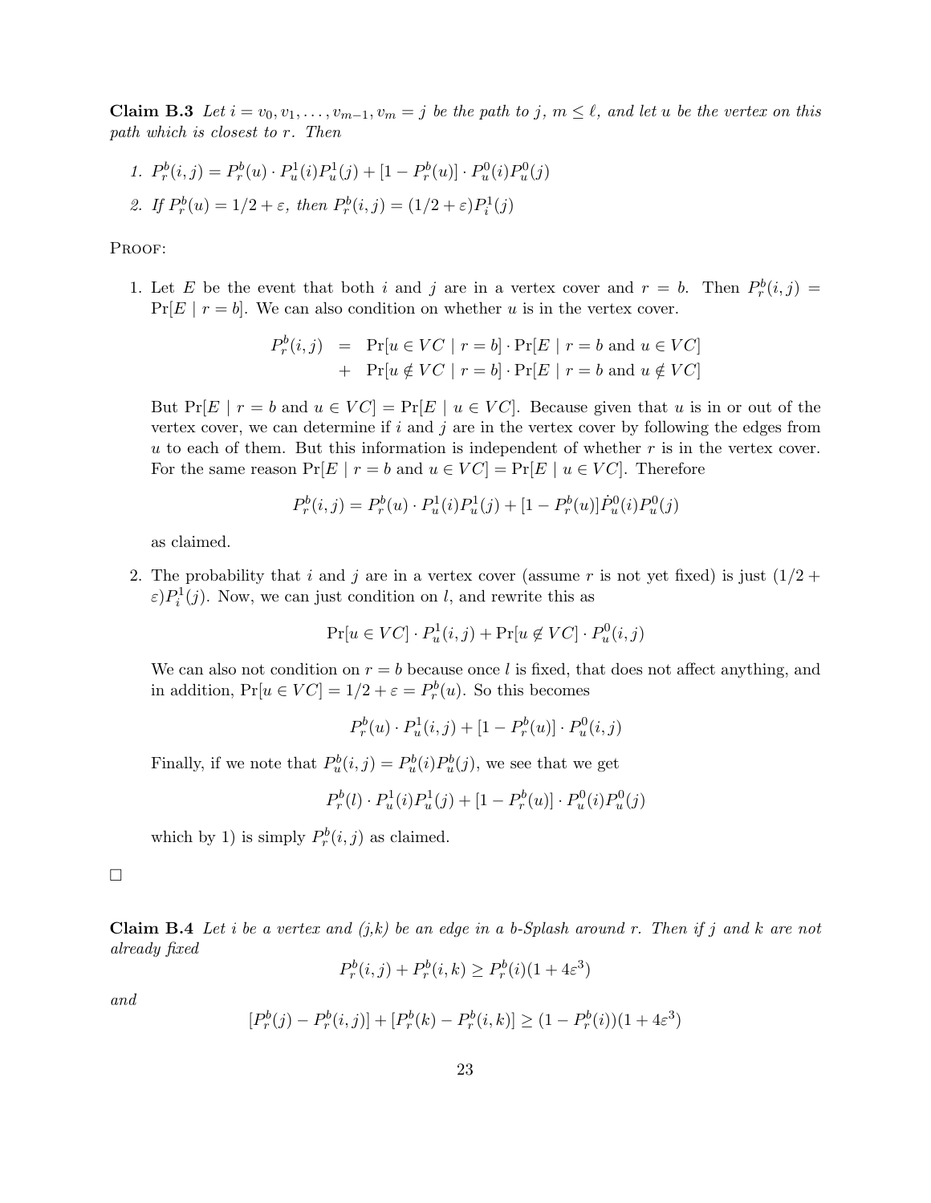**Claim B.3** *Let $i = v_0, v_1, \ldots, v_{m-1}, v_m = j$ be the path to $j$, $m \leq \ell$, and let $u$ be the vertex on this path which is closest to $r$. Then*

1. $P_r^b(i,j) = P_r^b(u) \cdot P_u^1(i)P_u^1(j) + [1 - P_r^b(u)] \cdot P_u^0(i)P_u^0(j)$
2. *If $P_r^b(u) = 1/2 + \varepsilon$, then $P_r^b(i,j) = (1/2 + \varepsilon)P_i^1(j)$*

Proof:

1. Let $E$ be the event that both $i$ and $j$ are in a vertex cover and $r = b$. Then $P_r^b(i,j) = \Pr[E \mid r = b]$. We can also condition on whether $u$ is in the vertex cover.

$$\begin{aligned} P_r^b(i,j) &= \Pr[u \in VC \mid r = b] \cdot \Pr[E \mid r = b \text{ and } u \in VC] \\ &+ \Pr[u \notin VC \mid r = b] \cdot \Pr[E \mid r = b \text{ and } u \notin VC] \end{aligned}$$

But $\Pr[E \mid r = b \text{ and } u \in VC] = \Pr[E \mid u \in VC]$. Because given that $u$ is in or out of the vertex cover, we can determine if $i$ and $j$ are in the vertex cover by following the edges from $u$ to each of them. But this information is independent of whether $r$ is in the vertex cover. For the same reason $\Pr[E \mid r = b \text{ and } u \in VC] = \Pr[E \mid u \in VC]$. Therefore

$$P_r^b(i,j) = P_r^b(u) \cdot P_u^1(i)P_u^1(j) + [1 - P_r^b(u)]\dot{P}_u^0(i)P_u^0(j)$$

as claimed.

2. The probability that $i$ and $j$ are in a vertex cover (assume $r$ is not yet fixed) is just $(1/2 + \varepsilon)P_i^1(j)$. Now, we can just condition on $l$, and rewrite this as

$$\Pr[u \in VC] \cdot P_u^1(i,j) + \Pr[u \notin VC] \cdot P_u^0(i,j)$$

We can also not condition on $r = b$ because once $l$ is fixed, that does not affect anything, and in addition, $\Pr[u \in VC] = 1/2 + \varepsilon = P_r^b(u)$. So this becomes

$$P_r^b(u) \cdot P_u^1(i,j) + [1 - P_r^b(u)] \cdot P_u^0(i,j)$$

Finally, if we note that $P_u^b(i,j) = P_u^b(i)P_u^b(j)$, we see that we get

$$P_r^b(l) \cdot P_u^1(i)P_u^1(j) + [1 - P_r^b(u)] \cdot P_u^0(i)P_u^0(j)$$

which by 1) is simply $P_r^b(i,j)$ as claimed.

□

**Claim B.4** *Let $i$ be a vertex and $(j,k)$ be an edge in a b-Splash around $r$. Then if $j$ and $k$ are not already fixed*

$$P_r^b(i,j) + P_r^b(i,k) \geq P_r^b(i)(1 + 4\varepsilon^3)$$

*and*

$$[P_r^b(j) - P_r^b(i,j)] + [P_r^b(k) - P_r^b(i,k)] \geq (1 - P_r^b(i))(1 + 4\varepsilon^3)$$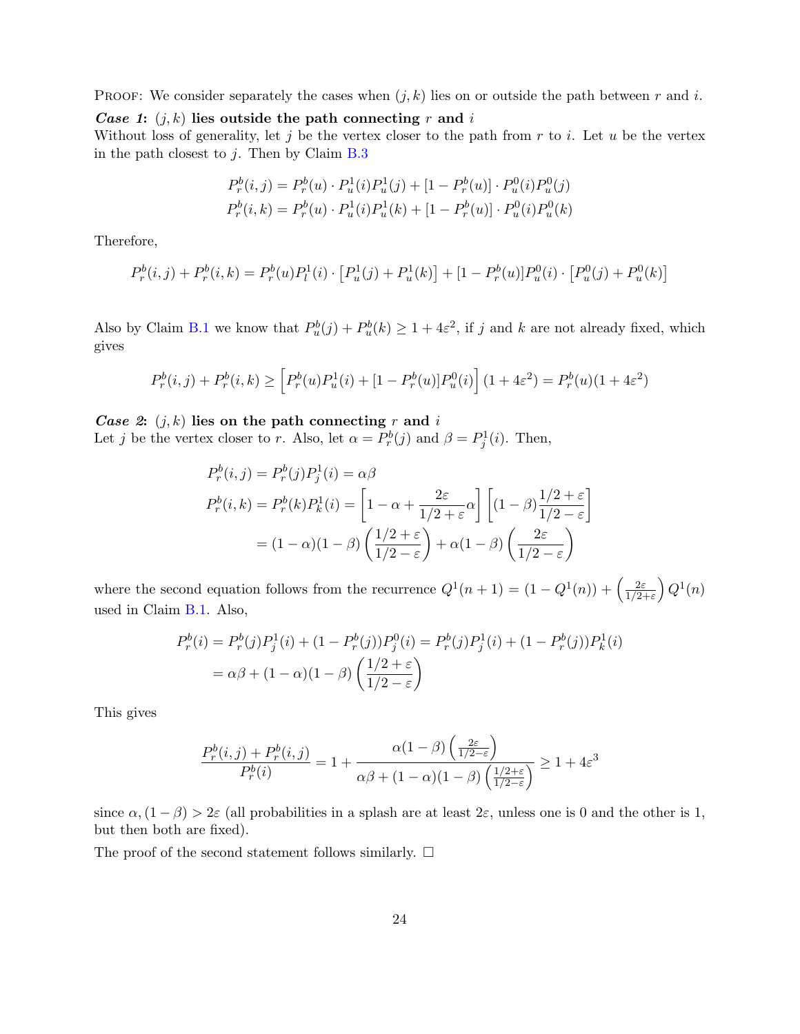PROOF: We consider separately the cases when $(j,k)$ lies on or outside the path between $r$ and $i$.

***Case 1*: $(j,k)$ lies outside the path connecting $r$ and $i$**
Without loss of generality, let $j$ be the vertex closer to the path from $r$ to $i$. Let $u$ be the vertex in the path closest to $j$. Then by Claim B.3

$$P_r^b(i,j) = P_r^b(u) \cdot P_u^1(i) P_u^1(j) + [1 - P_r^b(u)] \cdot P_u^0(i) P_u^0(j)$$
$$P_r^b(i,k) = P_r^b(u) \cdot P_u^1(i) P_u^1(k) + [1 - P_r^b(u)] \cdot P_u^0(i) P_u^0(k)$$

Therefore,

$$P_r^b(i,j) + P_r^b(i,k) = P_r^b(u) P_l^1(i) \cdot \left[P_u^1(j) + P_u^1(k)\right] + [1 - P_r^b(u)] P_u^0(i) \cdot \left[P_u^0(j) + P_u^0(k)\right]$$

Also by Claim B.1 we know that $P_u^b(j) + P_u^b(k) \geq 1 + 4\varepsilon^2$, if $j$ and $k$ are not already fixed, which gives

$$P_r^b(i,j) + P_r^b(i,k) \geq \left[P_r^b(u) P_u^1(i) + [1 - P_r^b(u)] P_u^0(i)\right](1 + 4\varepsilon^2) = P_r^b(u)(1 + 4\varepsilon^2)$$

***Case 2*: $(j,k)$ lies on the path connecting $r$ and $i$**
Let $j$ be the vertex closer to $r$. Also, let $\alpha = P_r^b(j)$ and $\beta = P_j^1(i)$. Then,

$$P_r^b(i,j) = P_r^b(j) P_j^1(i) = \alpha\beta$$
$$P_r^b(i,k) = P_r^b(k) P_k^1(i) = \left[1 - \alpha + \frac{2\varepsilon}{1/2 + \varepsilon}\alpha\right]\left[(1 - \beta)\frac{1/2 + \varepsilon}{1/2 - \varepsilon}\right]$$
$$= (1 - \alpha)(1 - \beta)\left(\frac{1/2 + \varepsilon}{1/2 - \varepsilon}\right) + \alpha(1 - \beta)\left(\frac{2\varepsilon}{1/2 - \varepsilon}\right)$$

where the second equation follows from the recurrence $Q^1(n+1) = (1 - Q^1(n)) + \left(\frac{2\varepsilon}{1/2+\varepsilon}\right) Q^1(n)$ used in Claim B.1. Also,

$$P_r^b(i) = P_r^b(j) P_j^1(i) + (1 - P_r^b(j)) P_j^0(i) = P_r^b(j) P_j^1(i) + (1 - P_r^b(j)) P_k^1(i)$$
$$= \alpha\beta + (1 - \alpha)(1 - \beta)\left(\frac{1/2 + \varepsilon}{1/2 - \varepsilon}\right)$$

This gives

$$\frac{P_r^b(i,j) + P_r^b(i,j)}{P_r^b(i)} = 1 + \frac{\alpha(1 - \beta)\left(\frac{2\varepsilon}{1/2 - \varepsilon}\right)}{\alpha\beta + (1 - \alpha)(1 - \beta)\left(\frac{1/2 + \varepsilon}{1/2 - \varepsilon}\right)} \geq 1 + 4\varepsilon^3$$

since $\alpha, (1 - \beta) > 2\varepsilon$ (all probabilities in a splash are at least $2\varepsilon$, unless one is 0 and the other is 1, but then both are fixed).

The proof of the second statement follows similarly. □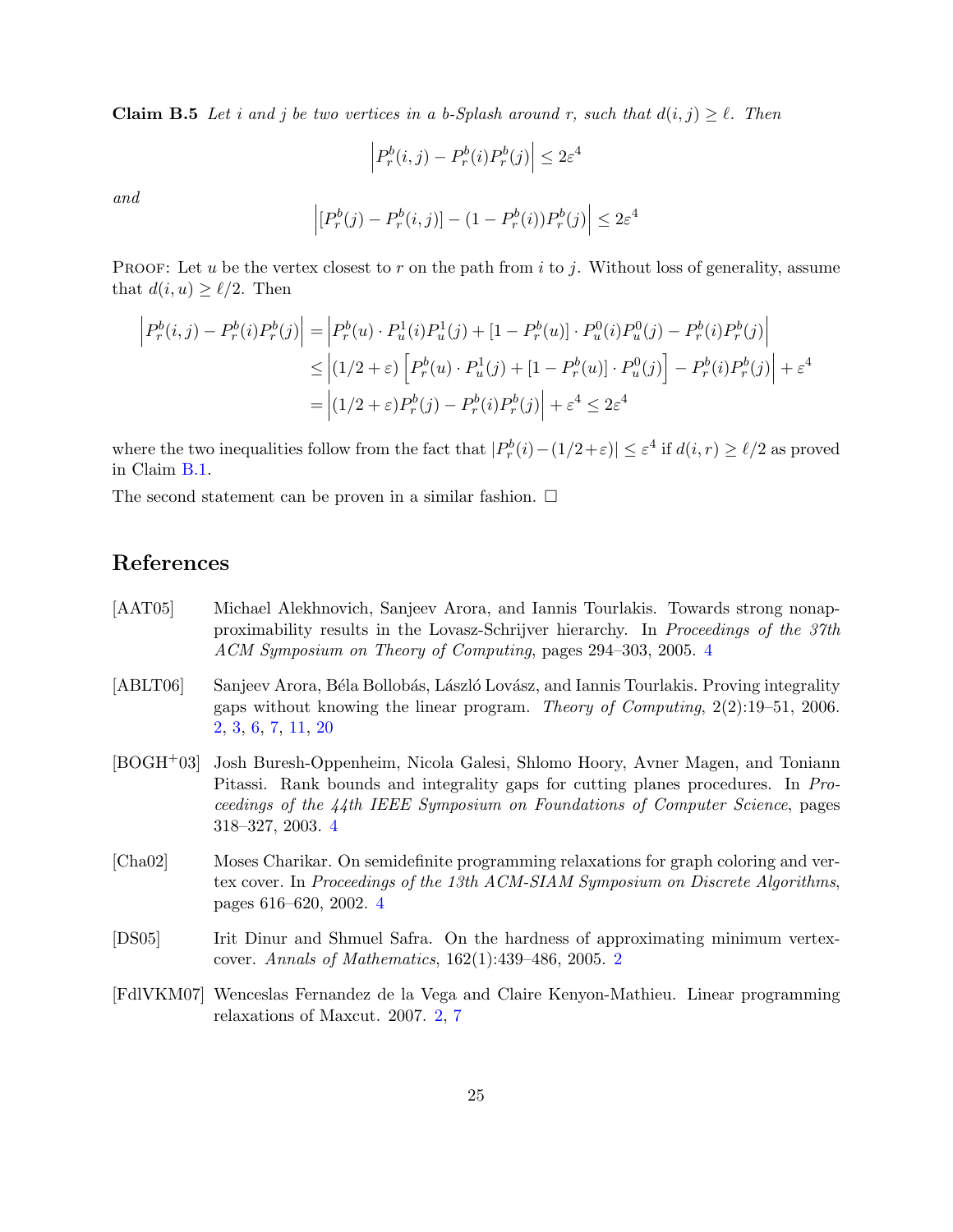**Claim B.5** *Let $i$ and $j$ be two vertices in a $b$-Splash around $r$, such that $d(i,j) \geq \ell$. Then*

$$\left| P_r^b(i,j) - P_r^b(i) P_r^b(j) \right| \leq 2\varepsilon^4$$

*and*

$$\left| [P_r^b(j) - P_r^b(i,j)] - (1 - P_r^b(i)) P_r^b(j) \right| \leq 2\varepsilon^4$$

Proof: Let $u$ be the vertex closest to $r$ on the path from $i$ to $j$. Without loss of generality, assume that $d(i,u) \geq \ell/2$. Then

$$\begin{aligned}
\left| P_r^b(i,j) - P_r^b(i) P_r^b(j) \right| &= \left| P_r^b(u) \cdot P_u^1(i) P_u^1(j) + [1 - P_r^b(u)] \cdot P_u^0(i) P_u^0(j) - P_r^b(i) P_r^b(j) \right| \\
&\leq \left| (1/2 + \varepsilon) \left[ P_r^b(u) \cdot P_u^1(j) + [1 - P_r^b(u)] \cdot P_u^0(j) \right] - P_r^b(i) P_r^b(j) \right| + \varepsilon^4 \\
&= \left| (1/2 + \varepsilon) P_r^b(j) - P_r^b(i) P_r^b(j) \right| + \varepsilon^4 \leq 2\varepsilon^4
\end{aligned}$$

where the two inequalities follow from the fact that $|P_r^b(i) - (1/2 + \varepsilon)| \leq \varepsilon^4$ if $d(i,r) \geq \ell/2$ as proved in Claim B.1.

The second statement can be proven in a similar fashion. □

## References

[AAT05] Michael Alekhnovich, Sanjeev Arora, and Iannis Tourlakis. Towards strong nonapproximability results in the Lovasz-Schrijver hierarchy. In *Proceedings of the 37th ACM Symposium on Theory of Computing*, pages 294–303, 2005. 4

[ABLT06] Sanjeev Arora, Béla Bollobás, László Lovász, and Iannis Tourlakis. Proving integrality gaps without knowing the linear program. *Theory of Computing*, 2(2):19–51, 2006. 2, 3, 6, 7, 11, 20

[BOGH+03] Josh Buresh-Oppenheim, Nicola Galesi, Shlomo Hoory, Avner Magen, and Toniann Pitassi. Rank bounds and integrality gaps for cutting planes procedures. In *Proceedings of the 44th IEEE Symposium on Foundations of Computer Science*, pages 318–327, 2003. 4

[Cha02] Moses Charikar. On semidefinite programming relaxations for graph coloring and vertex cover. In *Proceedings of the 13th ACM-SIAM Symposium on Discrete Algorithms*, pages 616–620, 2002. 4

[DS05] Irit Dinur and Shmuel Safra. On the hardness of approximating minimum vertex-cover. *Annals of Mathematics*, 162(1):439–486, 2005. 2

[FdlVKM07] Wenceslas Fernandez de la Vega and Claire Kenyon-Mathieu. Linear programming relaxations of Maxcut. 2007. 2, 7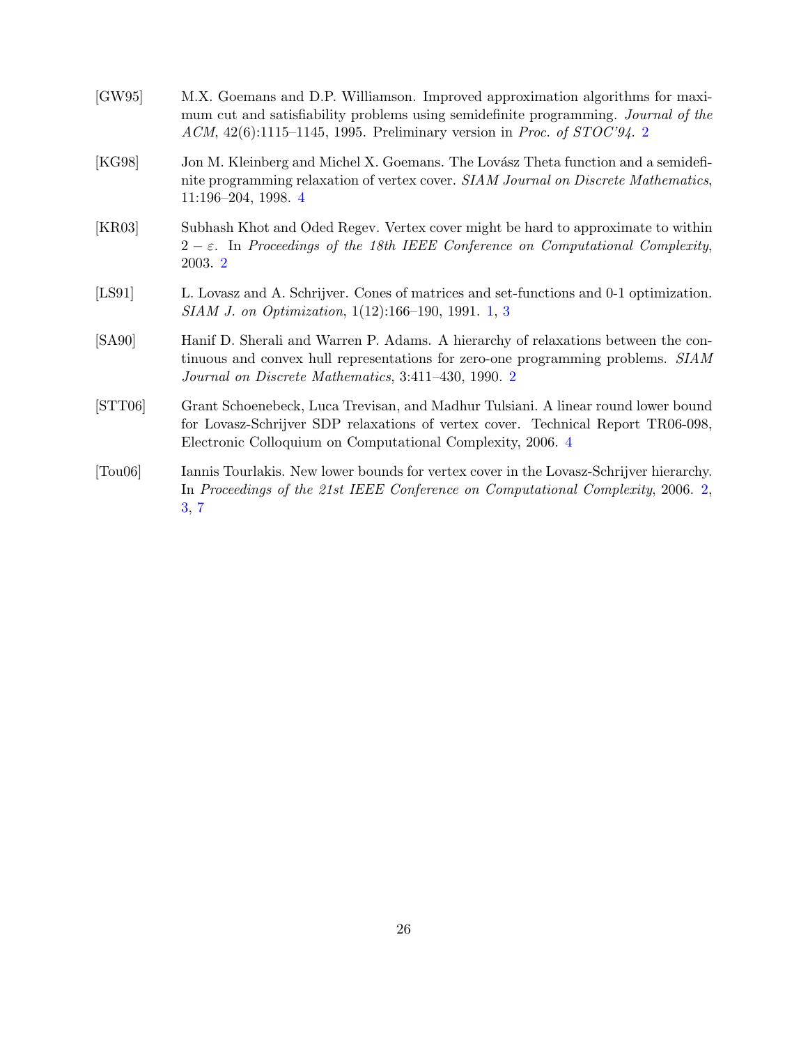[GW95] M.X. Goemans and D.P. Williamson. Improved approximation algorithms for maximum cut and satisfiability problems using semidefinite programming. *Journal of the ACM*, 42(6):1115–1145, 1995. Preliminary version in *Proc. of STOC'94*. 2

[KG98] Jon M. Kleinberg and Michel X. Goemans. The Lovász Theta function and a semidefinite programming relaxation of vertex cover. *SIAM Journal on Discrete Mathematics*, 11:196–204, 1998. 4

[KR03] Subhash Khot and Oded Regev. Vertex cover might be hard to approximate to within $2 - \varepsilon$. In *Proceedings of the 18th IEEE Conference on Computational Complexity*, 2003. 2

[LS91] L. Lovasz and A. Schrijver. Cones of matrices and set-functions and 0-1 optimization. *SIAM J. on Optimization*, 1(12):166–190, 1991. 1, 3

[SA90] Hanif D. Sherali and Warren P. Adams. A hierarchy of relaxations between the continuous and convex hull representations for zero-one programming problems. *SIAM Journal on Discrete Mathematics*, 3:411–430, 1990. 2

[STT06] Grant Schoenebeck, Luca Trevisan, and Madhur Tulsiani. A linear round lower bound for Lovasz-Schrijver SDP relaxations of vertex cover. Technical Report TR06-098, Electronic Colloquium on Computational Complexity, 2006. 4

[Tou06] Iannis Tourlakis. New lower bounds for vertex cover in the Lovasz-Schrijver hierarchy. In *Proceedings of the 21st IEEE Conference on Computational Complexity*, 2006. 2, 3, 7